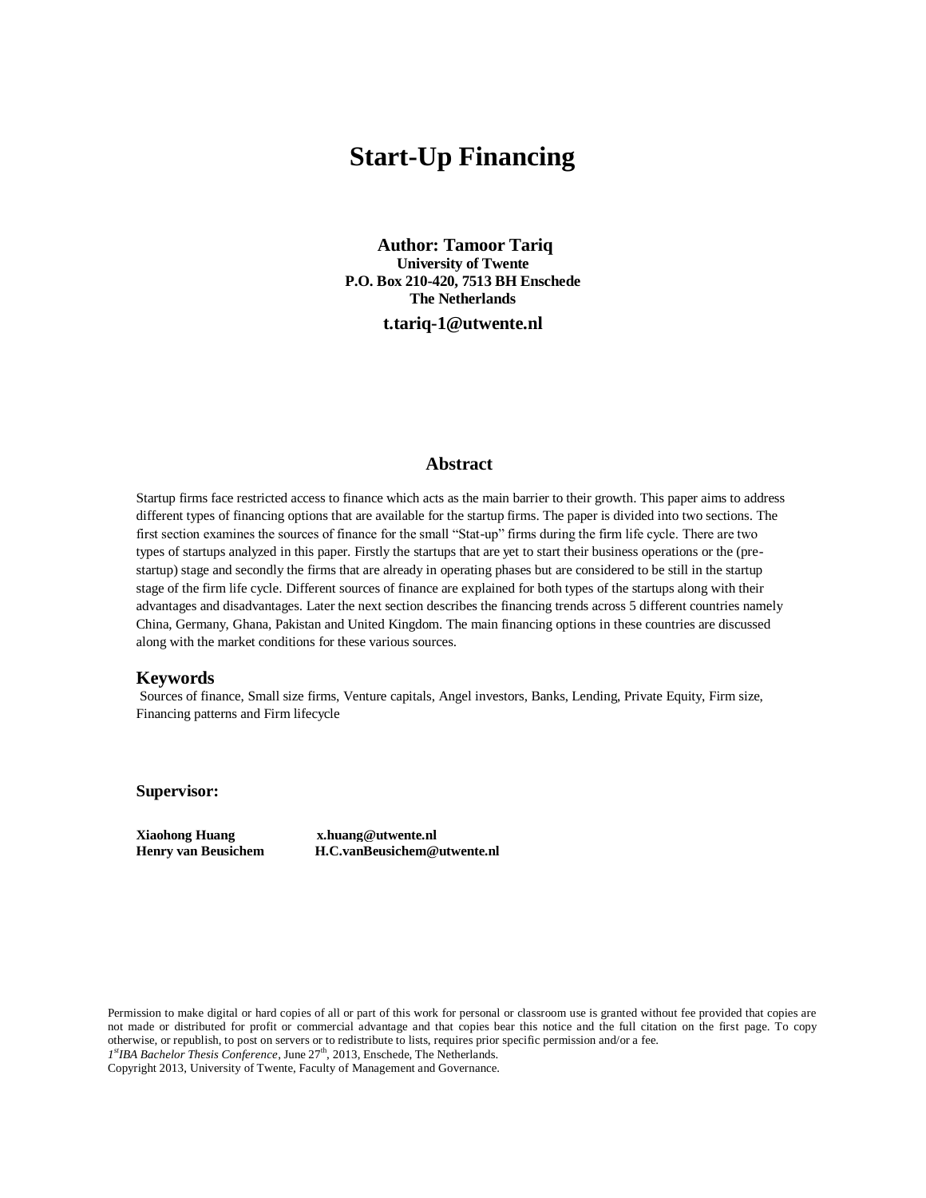# Start-Up Financing

**Author: Tamoor Tariq**
**University of Twente**
**P.O. Box 210-420, 7513 BH Enschede**
**The Netherlands**

**t.tariq-1@utwente.nl**

## Abstract

Startup firms face restricted access to finance which acts as the main barrier to their growth. This paper aims to address different types of financing options that are available for the startup firms. The paper is divided into two sections. The first section examines the sources of finance for the small "Stat-up" firms during the firm life cycle. There are two types of startups analyzed in this paper. Firstly the startups that are yet to start their business operations or the (pre-startup) stage and secondly the firms that are already in operating phases but are considered to be still in the startup stage of the firm life cycle. Different sources of finance are explained for both types of the startups along with their advantages and disadvantages. Later the next section describes the financing trends across 5 different countries namely China, Germany, Ghana, Pakistan and United Kingdom. The main financing options in these countries are discussed along with the market conditions for these various sources.

## Keywords

Sources of finance, Small size firms, Venture capitals, Angel investors, Banks, Lending, Private Equity, Firm size, Financing patterns and Firm lifecycle

**Supervisor:**

**Xiaohong Huang** **x.huang@utwente.nl**
**Henry van Beusichem** **H.C.vanBeusichem@utwente.nl**

Permission to make digital or hard copies of all or part of this work for personal or classroom use is granted without fee provided that copies are not made or distributed for profit or commercial advantage and that copies bear this notice and the full citation on the first page. To copy otherwise, or republish, to post on servers or to redistribute to lists, requires prior specific permission and/or a fee.
*1st IBA Bachelor Thesis Conference*, June 27th, 2013, Enschede, The Netherlands.
Copyright 2013, University of Twente, Faculty of Management and Governance.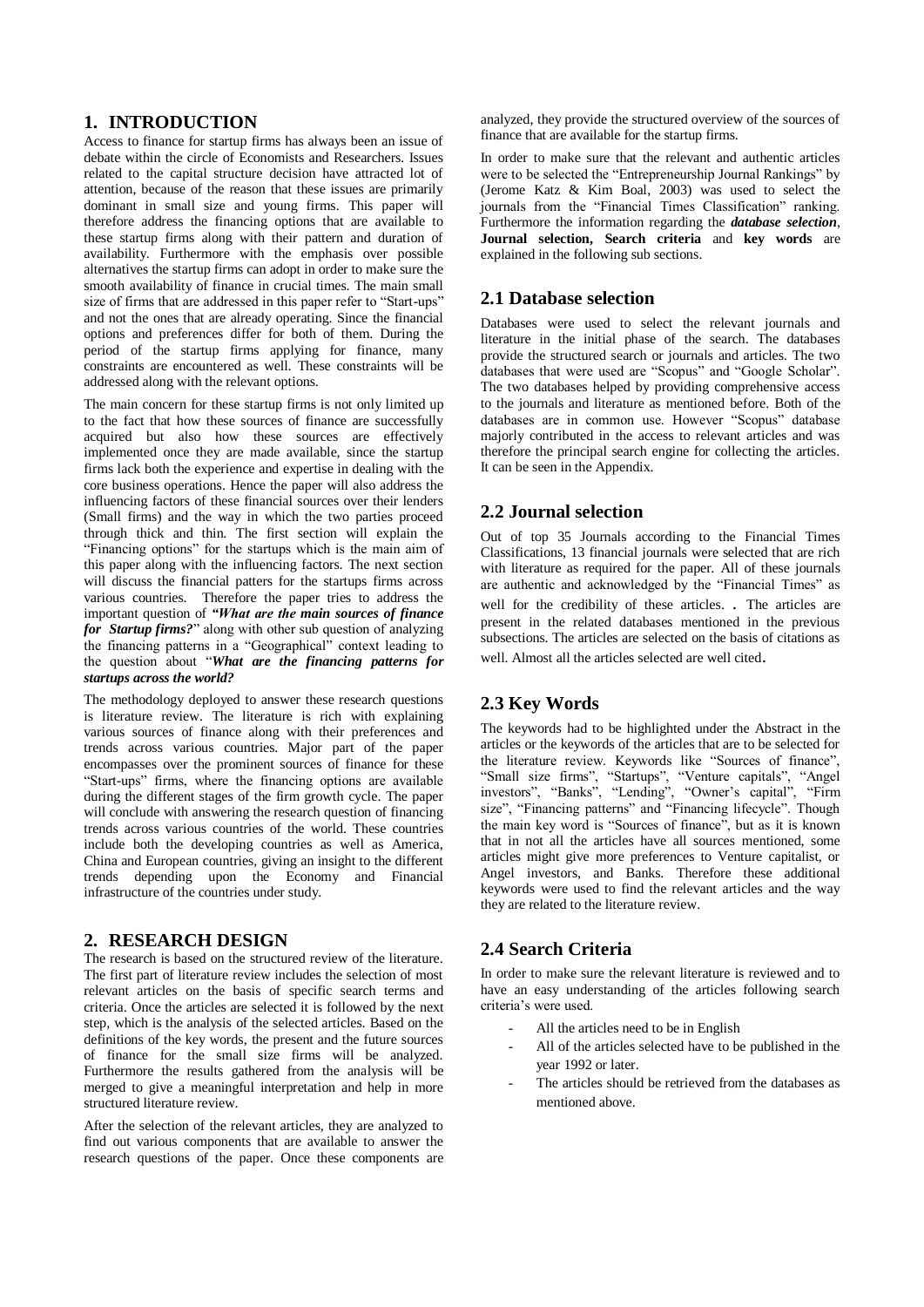## 1. INTRODUCTION

Access to finance for startup firms has always been an issue of debate within the circle of Economists and Researchers. Issues related to the capital structure decision have attracted lot of attention, because of the reason that these issues are primarily dominant in small size and young firms. This paper will therefore address the financing options that are available to these startup firms along with their pattern and duration of availability. Furthermore with the emphasis over possible alternatives the startup firms can adopt in order to make sure the smooth availability of finance in crucial times. The main small size of firms that are addressed in this paper refer to "Start-ups" and not the ones that are already operating. Since the financial options and preferences differ for both of them. During the period of the startup firms applying for finance, many constraints are encountered as well. These constraints will be addressed along with the relevant options.

The main concern for these startup firms is not only limited up to the fact that how these sources of finance are successfully acquired but also how these sources are effectively implemented once they are made available, since the startup firms lack both the experience and expertise in dealing with the core business operations. Hence the paper will also address the influencing factors of these financial sources over their lenders (Small firms) and the way in which the two parties proceed through thick and thin. The first section will explain the "Financing options" for the startups which is the main aim of this paper along with the influencing factors. The next section will discuss the financial patters for the startups firms across various countries. Therefore the paper tries to address the important question of ***"What are the main sources of finance for Startup firms?"*** along with other sub question of analyzing the financing patterns in a "Geographical" context leading to the question about "***What are the financing patterns for startups across the world?***

The methodology deployed to answer these research questions is literature review. The literature is rich with explaining various sources of finance along with their preferences and trends across various countries. Major part of the paper encompasses over the prominent sources of finance for these "Start-ups" firms, where the financing options are available during the different stages of the firm growth cycle. The paper will conclude with answering the research question of financing trends across various countries of the world. These countries include both the developing countries as well as America, China and European countries, giving an insight to the different trends depending upon the Economy and Financial infrastructure of the countries under study.

## 2. RESEARCH DESIGN

The research is based on the structured review of the literature. The first part of literature review includes the selection of most relevant articles on the basis of specific search terms and criteria. Once the articles are selected it is followed by the next step, which is the analysis of the selected articles. Based on the definitions of the key words, the present and the future sources of finance for the small size firms will be analyzed. Furthermore the results gathered from the analysis will be merged to give a meaningful interpretation and help in more structured literature review.

After the selection of the relevant articles, they are analyzed to find out various components that are available to answer the research questions of the paper. Once these components are analyzed, they provide the structured overview of the sources of finance that are available for the startup firms.

In order to make sure that the relevant and authentic articles were to be selected the "Entrepreneurship Journal Rankings" by (Jerome Katz & Kim Boal, 2003) was used to select the journals from the "Financial Times Classification" ranking. Furthermore the information regarding the ***database selection***, **Journal selection, Search criteria** and **key words** are explained in the following sub sections.

### 2.1 Database selection

Databases were used to select the relevant journals and literature in the initial phase of the search. The databases provide the structured search or journals and articles. The two databases that were used are "Scopus" and "Google Scholar". The two databases helped by providing comprehensive access to the journals and literature as mentioned before. Both of the databases are in common use. However "Scopus" database majorly contributed in the access to relevant articles and was therefore the principal search engine for collecting the articles. It can be seen in the Appendix.

### 2.2 Journal selection

Out of top 35 Journals according to the Financial Times Classifications, 13 financial journals were selected that are rich with literature as required for the paper. All of these journals are authentic and acknowledged by the "Financial Times" as well for the credibility of these articles. . The articles are present in the related databases mentioned in the previous subsections. The articles are selected on the basis of citations as well. Almost all the articles selected are well cited.

### 2.3 Key Words

The keywords had to be highlighted under the Abstract in the articles or the keywords of the articles that are to be selected for the literature review. Keywords like "Sources of finance", "Small size firms", "Startups", "Venture capitals", "Angel investors", "Banks", "Lending", "Owner's capital", "Firm size", "Financing patterns" and "Financing lifecycle". Though the main key word is "Sources of finance", but as it is known that in not all the articles have all sources mentioned, some articles might give more preferences to Venture capitalist, or Angel investors, and Banks. Therefore these additional keywords were used to find the relevant articles and the way they are related to the literature review.

### 2.4 Search Criteria

In order to make sure the relevant literature is reviewed and to have an easy understanding of the articles following search criteria's were used.

- All the articles need to be in English
- All of the articles selected have to be published in the year 1992 or later.
- The articles should be retrieved from the databases as mentioned above.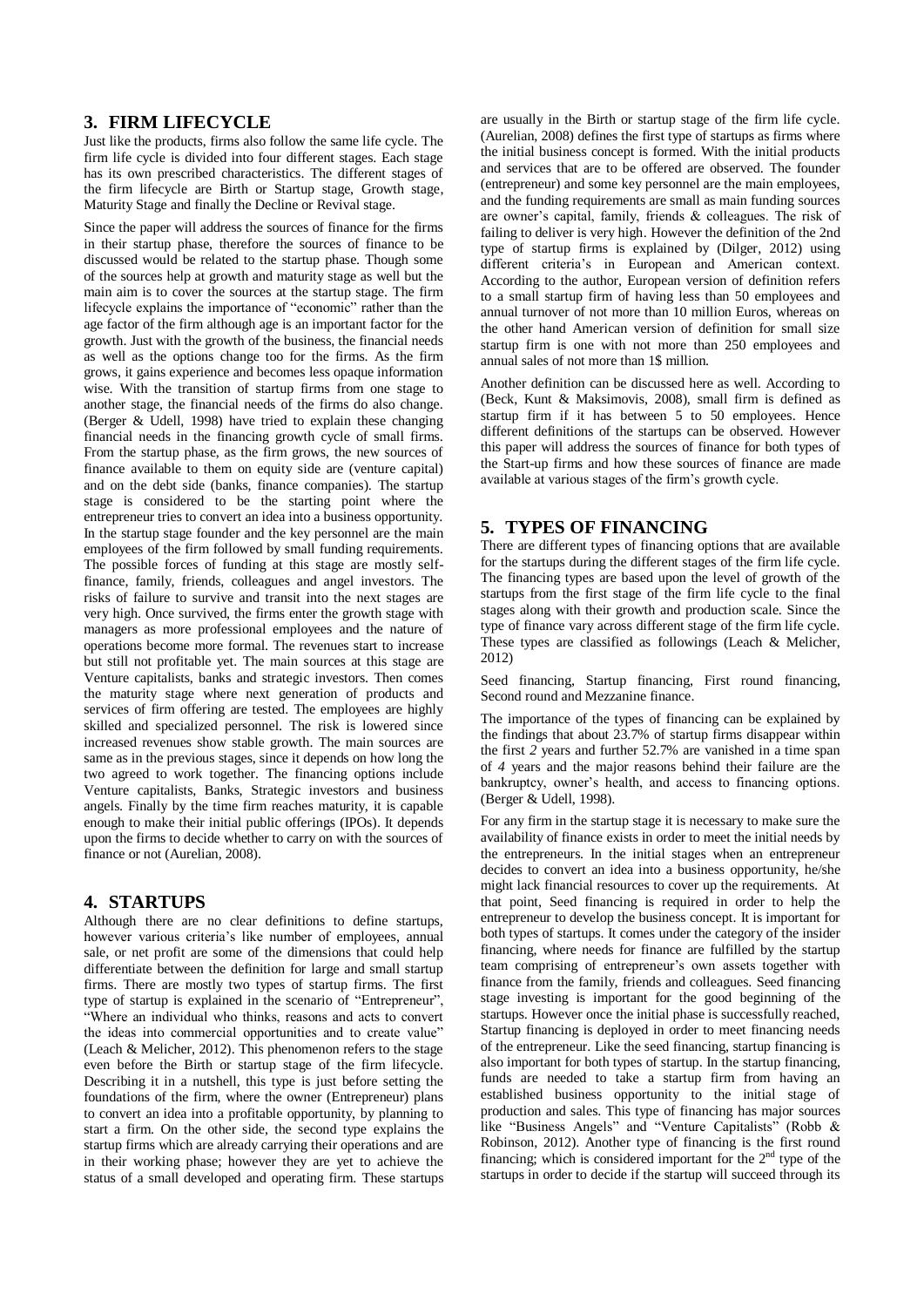## 3. FIRM LIFECYCLE

Just like the products, firms also follow the same life cycle. The firm life cycle is divided into four different stages. Each stage has its own prescribed characteristics. The different stages of the firm lifecycle are Birth or Startup stage, Growth stage, Maturity Stage and finally the Decline or Revival stage.

Since the paper will address the sources of finance for the firms in their startup phase, therefore the sources of finance to be discussed would be related to the startup phase. Though some of the sources help at growth and maturity stage as well but the main aim is to cover the sources at the startup stage. The firm lifecycle explains the importance of "economic" rather than the age factor of the firm although age is an important factor for the growth. Just with the growth of the business, the financial needs as well as the options change too for the firms. As the firm grows, it gains experience and becomes less opaque information wise. With the transition of startup firms from one stage to another stage, the financial needs of the firms do also change. (Berger & Udell, 1998) have tried to explain these changing financial needs in the financing growth cycle of small firms. From the startup phase, as the firm grows, the new sources of finance available to them on equity side are (venture capital) and on the debt side (banks, finance companies). The startup stage is considered to be the starting point where the entrepreneur tries to convert an idea into a business opportunity. In the startup stage founder and the key personnel are the main employees of the firm followed by small funding requirements. The possible forces of funding at this stage are mostly self-finance, family, friends, colleagues and angel investors. The risks of failure to survive and transit into the next stages are very high. Once survived, the firms enter the growth stage with managers as more professional employees and the nature of operations become more formal. The revenues start to increase but still not profitable yet. The main sources at this stage are Venture capitalists, banks and strategic investors. Then comes the maturity stage where next generation of products and services of firm offering are tested. The employees are highly skilled and specialized personnel. The risk is lowered since increased revenues show stable growth. The main sources are same as in the previous stages, since it depends on how long the two agreed to work together. The financing options include Venture capitalists, Banks, Strategic investors and business angels. Finally by the time firm reaches maturity, it is capable enough to make their initial public offerings (IPOs). It depends upon the firms to decide whether to carry on with the sources of finance or not (Aurelian, 2008).

## 4. STARTUPS

Although there are no clear definitions to define startups, however various criteria's like number of employees, annual sale, or net profit are some of the dimensions that could help differentiate between the definition for large and small startup firms. There are mostly two types of startup firms. The first type of startup is explained in the scenario of "Entrepreneur", "Where an individual who thinks, reasons and acts to convert the ideas into commercial opportunities and to create value" (Leach & Melicher, 2012). This phenomenon refers to the stage even before the Birth or startup stage of the firm lifecycle. Describing it in a nutshell, this type is just before setting the foundations of the firm, where the owner (Entrepreneur) plans to convert an idea into a profitable opportunity, by planning to start a firm. On the other side, the second type explains the startup firms which are already carrying their operations and are in their working phase; however they are yet to achieve the status of a small developed and operating firm. These startups are usually in the Birth or startup stage of the firm life cycle. (Aurelian, 2008) defines the first type of startups as firms where the initial business concept is formed. With the initial products and services that are to be offered are observed. The founder (entrepreneur) and some key personnel are the main employees, and the funding requirements are small as main funding sources are owner's capital, family, friends & colleagues. The risk of failing to deliver is very high. However the definition of the 2nd type of startup firms is explained by (Dilger, 2012) using different criteria's in European and American context. According to the author, European version of definition refers to a small startup firm of having less than 50 employees and annual turnover of not more than 10 million Euros, whereas on the other hand American version of definition for small size startup firm is one with not more than 250 employees and annual sales of not more than 1$ million.

Another definition can be discussed here as well. According to (Beck, Kunt & Maksimovis, 2008), small firm is defined as startup firm if it has between 5 to 50 employees. Hence different definitions of the startups can be observed. However this paper will address the sources of finance for both types of the Start-up firms and how these sources of finance are made available at various stages of the firm's growth cycle.

## 5. TYPES OF FINANCING

There are different types of financing options that are available for the startups during the different stages of the firm life cycle. The financing types are based upon the level of growth of the startups from the first stage of the firm life cycle to the final stages along with their growth and production scale. Since the type of finance vary across different stage of the firm life cycle. These types are classified as followings (Leach & Melicher, 2012)

Seed financing, Startup financing, First round financing, Second round and Mezzanine finance.

The importance of the types of financing can be explained by the findings that about 23.7% of startup firms disappear within the first *2* years and further 52.7% are vanished in a time span of *4* years and the major reasons behind their failure are the bankruptcy, owner's health, and access to financing options. (Berger & Udell, 1998).

For any firm in the startup stage it is necessary to make sure the availability of finance exists in order to meet the initial needs by the entrepreneurs. In the initial stages when an entrepreneur decides to convert an idea into a business opportunity, he/she might lack financial resources to cover up the requirements. At that point, Seed financing is required in order to help the entrepreneur to develop the business concept. It is important for both types of startups. It comes under the category of the insider financing, where needs for finance are fulfilled by the startup team comprising of entrepreneur's own assets together with finance from the family, friends and colleagues. Seed financing stage investing is important for the good beginning of the startups. However once the initial phase is successfully reached, Startup financing is deployed in order to meet financing needs of the entrepreneur. Like the seed financing, startup financing is also important for both types of startup. In the startup financing, funds are needed to take a startup firm from having an established business opportunity to the initial stage of production and sales. This type of financing has major sources like "Business Angels" and "Venture Capitalists" (Robb & Robinson, 2012). Another type of financing is the first round financing; which is considered important for the 2nd type of the startups in order to decide if the startup will succeed through its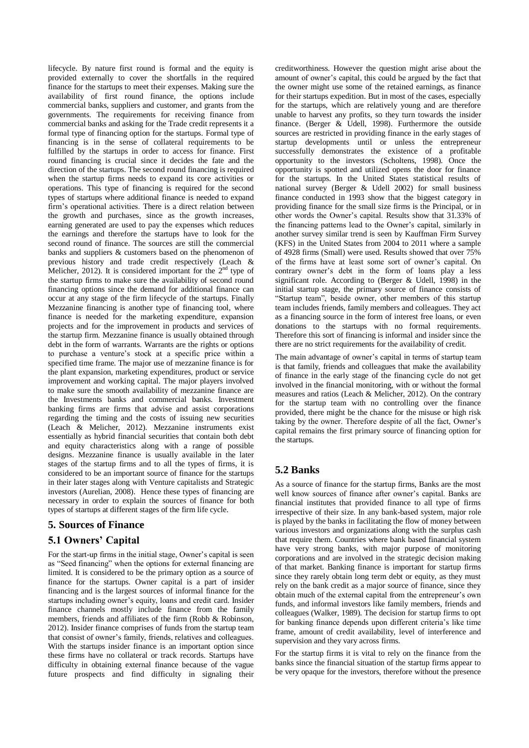lifecycle. By nature first round is formal and the equity is provided externally to cover the shortfalls in the required finance for the startups to meet their expenses. Making sure the availability of first round finance, the options include commercial banks, suppliers and customer, and grants from the governments. The requirements for receiving finance from commercial banks and asking for the Trade credit represents it a formal type of financing option for the startups. Formal type of financing is in the sense of collateral requirements to be fulfilled by the startups in order to access for finance. First round financing is crucial since it decides the fate and the direction of the startups. The second round financing is required when the startup firms needs to expand its core activities or operations. This type of financing is required for the second types of startups where additional finance is needed to expand firm's operational activities. There is a direct relation between the growth and purchases, since as the growth increases, earning generated are used to pay the expenses which reduces the earnings and therefore the startups have to look for the second round of finance. The sources are still the commercial banks and suppliers & customers based on the phenomenon of previous history and trade credit respectively (Leach & Melicher, 2012). It is considered important for the 2nd type of the startup firms to make sure the availability of second round financing options since the demand for additional finance can occur at any stage of the firm lifecycle of the startups. Finally Mezzanine financing is another type of financing tool, where finance is needed for the marketing expenditure, expansion projects and for the improvement in products and services of the startup firm. Mezzanine finance is usually obtained through debt in the form of warrants. Warrants are the rights or options to purchase a venture's stock at a specific price within a specified time frame. The major use of mezzanine finance is for the plant expansion, marketing expenditures, product or service improvement and working capital. The major players involved to make sure the smooth availability of mezzanine finance are the Investments banks and commercial banks. Investment banking firms are firms that advise and assist corporations regarding the timing and the costs of issuing new securities (Leach & Melicher, 2012). Mezzanine instruments exist essentially as hybrid financial securities that contain both debt and equity characteristics along with a range of possible designs. Mezzanine finance is usually available in the later stages of the startup firms and to all the types of firms, it is considered to be an important source of finance for the startups in their later stages along with Venture capitalists and Strategic investors (Aurelian, 2008). Hence these types of financing are necessary in order to explain the sources of finance for both types of startups at different stages of the firm life cycle.

## 5. Sources of Finance

### 5.1 Owners' Capital

For the start-up firms in the initial stage, Owner's capital is seen as "Seed financing" when the options for external financing are limited. It is considered to be the primary option as a source of finance for the startups. Owner capital is a part of insider financing and is the largest sources of informal finance for the startups including owner's equity, loans and credit card. Insider finance channels mostly include finance from the family members, friends and affiliates of the firm (Robb & Robinson, 2012). Insider finance comprises of funds from the startup team that consist of owner's family, friends, relatives and colleagues. With the startups insider finance is an important option since these firms have no collateral or track records. Startups have difficulty in obtaining external finance because of the vague future prospects and find difficulty in signaling their creditworthiness. However the question might arise about the amount of owner's capital, this could be argued by the fact that the owner might use some of the retained earnings, as finance for their startups expedition. But in most of the cases, especially for the startups, which are relatively young and are therefore unable to harvest any profits, so they turn towards the insider finance. (Berger & Udell, 1998). Furthermore the outside sources are restricted in providing finance in the early stages of startup developments until or unless the entrepreneur successfully demonstrates the existence of a profitable opportunity to the investors (Scholtens, 1998). Once the opportunity is spotted and utilized opens the door for finance for the startups. In the United States statistical results of national survey (Berger & Udell 2002) for small business finance conducted in 1993 show that the biggest category in providing finance for the small size firms is the Principal, or in other words the Owner's capital. Results show that 31.33% of the financing patterns lead to the Owner's capital, similarly in another survey similar trend is seen by Kauffman Firm Survey (KFS) in the United States from 2004 to 2011 where a sample of 4928 firms (Small) were used. Results showed that over 75% of the firms have at least some sort of owner's capital. On contrary owner's debt in the form of loans play a less significant role. According to (Berger & Udell, 1998) in the initial startup stage, the primary source of finance consists of "Startup team", beside owner, other members of this startup team includes friends, family members and colleagues. They act as a financing source in the form of interest free loans, or even donations to the startups with no formal requirements. Therefore this sort of financing is informal and insider since the there are no strict requirements for the availability of credit.

The main advantage of owner's capital in terms of startup team is that family, friends and colleagues that make the availability of finance in the early stage of the financing cycle do not get involved in the financial monitoring, with or without the formal measures and ratios (Leach & Melicher, 2012). On the contrary for the startup team with no controlling over the finance provided, there might be the chance for the misuse or high risk taking by the owner. Therefore despite of all the fact, Owner's capital remains the first primary source of financing option for the startups.

### 5.2 Banks

As a source of finance for the startup firms, Banks are the most well know sources of finance after owner's capital. Banks are financial institutes that provided finance to all type of firms irrespective of their size. In any bank-based system, major role is played by the banks in facilitating the flow of money between various investors and organizations along with the surplus cash that require them. Countries where bank based financial system have very strong banks, with major purpose of monitoring corporations and are involved in the strategic decision making of that market. Banking finance is important for startup firms since they rarely obtain long term debt or equity, as they must rely on the bank credit as a major source of finance, since they obtain much of the external capital from the entrepreneur's own funds, and informal investors like family members, friends and colleagues (Walker, 1989). The decision for startup firms to opt for banking finance depends upon different criteria's like time frame, amount of credit availability, level of interference and supervision and they vary across firms.

For the startup firms it is vital to rely on the finance from the banks since the financial situation of the startup firms appear to be very opaque for the investors, therefore without the presence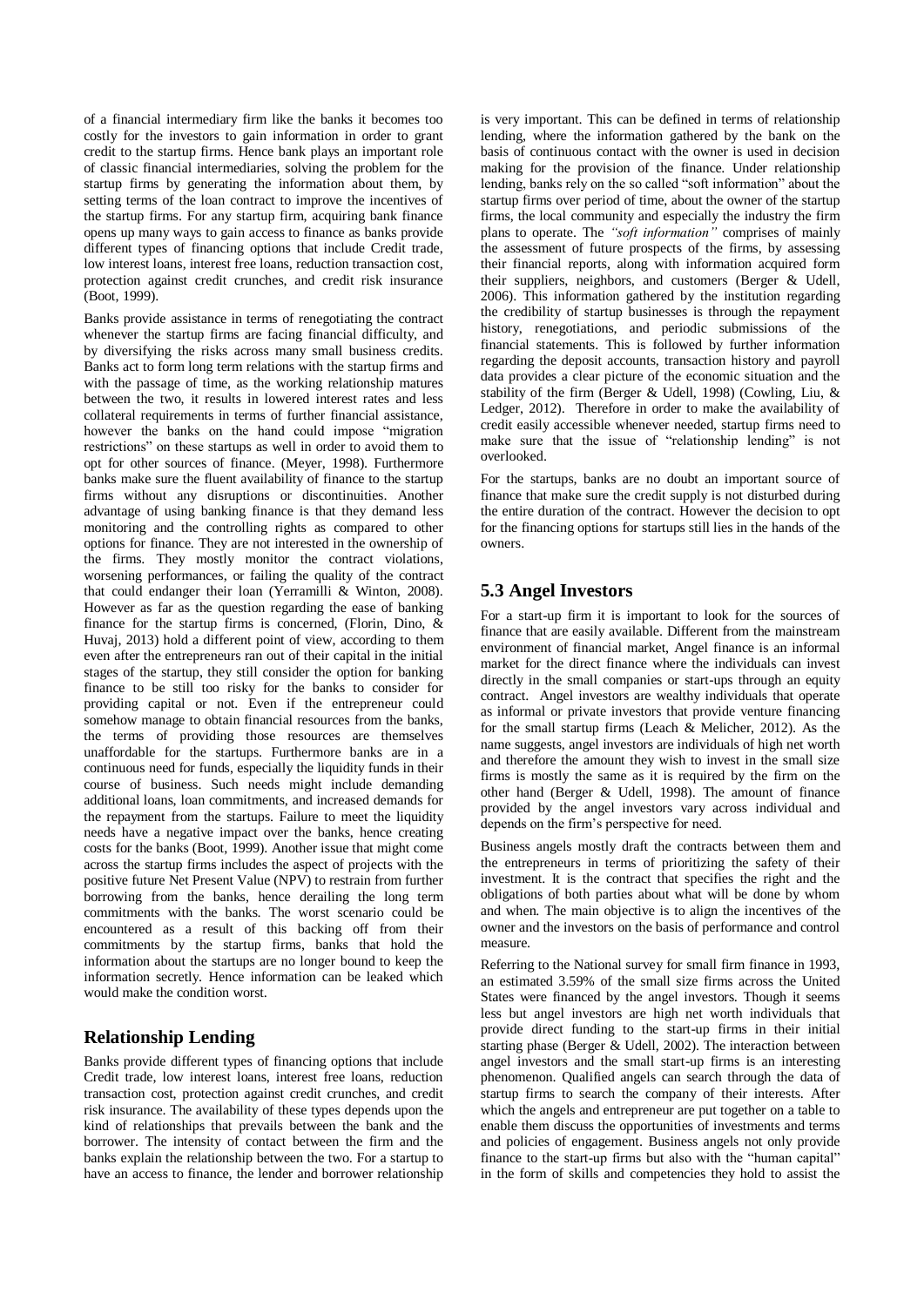of a financial intermediary firm like the banks it becomes too costly for the investors to gain information in order to grant credit to the startup firms. Hence bank plays an important role of classic financial intermediaries, solving the problem for the startup firms by generating the information about them, by setting terms of the loan contract to improve the incentives of the startup firms. For any startup firm, acquiring bank finance opens up many ways to gain access to finance as banks provide different types of financing options that include Credit trade, low interest loans, interest free loans, reduction transaction cost, protection against credit crunches, and credit risk insurance (Boot, 1999).

Banks provide assistance in terms of renegotiating the contract whenever the startup firms are facing financial difficulty, and by diversifying the risks across many small business credits. Banks act to form long term relations with the startup firms and with the passage of time, as the working relationship matures between the two, it results in lowered interest rates and less collateral requirements in terms of further financial assistance, however the banks on the hand could impose "migration restrictions" on these startups as well in order to avoid them to opt for other sources of finance. (Meyer, 1998). Furthermore banks make sure the fluent availability of finance to the startup firms without any disruptions or discontinuities. Another advantage of using banking finance is that they demand less monitoring and the controlling rights as compared to other options for finance. They are not interested in the ownership of the firms. They mostly monitor the contract violations, worsening performances, or failing the quality of the contract that could endanger their loan (Yerramilli & Winton, 2008). However as far as the question regarding the ease of banking finance for the startup firms is concerned, (Florin, Dino, & Huvaj, 2013) hold a different point of view, according to them even after the entrepreneurs ran out of their capital in the initial stages of the startup, they still consider the option for banking finance to be still too risky for the banks to consider for providing capital or not. Even if the entrepreneur could somehow manage to obtain financial resources from the banks, the terms of providing those resources are themselves unaffordable for the startups. Furthermore banks are in a continuous need for funds, especially the liquidity funds in their course of business. Such needs might include demanding additional loans, loan commitments, and increased demands for the repayment from the startups. Failure to meet the liquidity needs have a negative impact over the banks, hence creating costs for the banks (Boot, 1999). Another issue that might come across the startup firms includes the aspect of projects with the positive future Net Present Value (NPV) to restrain from further borrowing from the banks, hence derailing the long term commitments with the banks. The worst scenario could be encountered as a result of this backing off from their commitments by the startup firms, banks that hold the information about the startups are no longer bound to keep the information secretly. Hence information can be leaked which would make the condition worst.

## Relationship Lending

Banks provide different types of financing options that include Credit trade, low interest loans, interest free loans, reduction transaction cost, protection against credit crunches, and credit risk insurance. The availability of these types depends upon the kind of relationships that prevails between the bank and the borrower. The intensity of contact between the firm and the banks explain the relationship between the two. For a startup to have an access to finance, the lender and borrower relationship is very important. This can be defined in terms of relationship lending, where the information gathered by the bank on the basis of continuous contact with the owner is used in decision making for the provision of the finance. Under relationship lending, banks rely on the so called "soft information" about the startup firms over period of time, about the owner of the startup firms, the local community and especially the industry the firm plans to operate. The *"soft information"* comprises of mainly the assessment of future prospects of the firms, by assessing their financial reports, along with information acquired form their suppliers, neighbors, and customers (Berger & Udell, 2006). This information gathered by the institution regarding the credibility of startup businesses is through the repayment history, renegotiations, and periodic submissions of the financial statements. This is followed by further information regarding the deposit accounts, transaction history and payroll data provides a clear picture of the economic situation and the stability of the firm (Berger & Udell, 1998) (Cowling, Liu, & Ledger, 2012). Therefore in order to make the availability of credit easily accessible whenever needed, startup firms need to make sure that the issue of "relationship lending" is not overlooked.

For the startups, banks are no doubt an important source of finance that make sure the credit supply is not disturbed during the entire duration of the contract. However the decision to opt for the financing options for startups still lies in the hands of the owners.

## 5.3 Angel Investors

For a start-up firm it is important to look for the sources of finance that are easily available. Different from the mainstream environment of financial market, Angel finance is an informal market for the direct finance where the individuals can invest directly in the small companies or start-ups through an equity contract. Angel investors are wealthy individuals that operate as informal or private investors that provide venture financing for the small startup firms (Leach & Melicher, 2012). As the name suggests, angel investors are individuals of high net worth and therefore the amount they wish to invest in the small size firms is mostly the same as it is required by the firm on the other hand (Berger & Udell, 1998). The amount of finance provided by the angel investors vary across individual and depends on the firm's perspective for need.

Business angels mostly draft the contracts between them and the entrepreneurs in terms of prioritizing the safety of their investment. It is the contract that specifies the right and the obligations of both parties about what will be done by whom and when. The main objective is to align the incentives of the owner and the investors on the basis of performance and control measure.

Referring to the National survey for small firm finance in 1993, an estimated 3.59% of the small size firms across the United States were financed by the angel investors. Though it seems less but angel investors are high net worth individuals that provide direct funding to the start-up firms in their initial starting phase (Berger & Udell, 2002). The interaction between angel investors and the small start-up firms is an interesting phenomenon. Qualified angels can search through the data of startup firms to search the company of their interests. After which the angels and entrepreneur are put together on a table to enable them discuss the opportunities of investments and terms and policies of engagement. Business angels not only provide finance to the start-up firms but also with the "human capital" in the form of skills and competencies they hold to assist the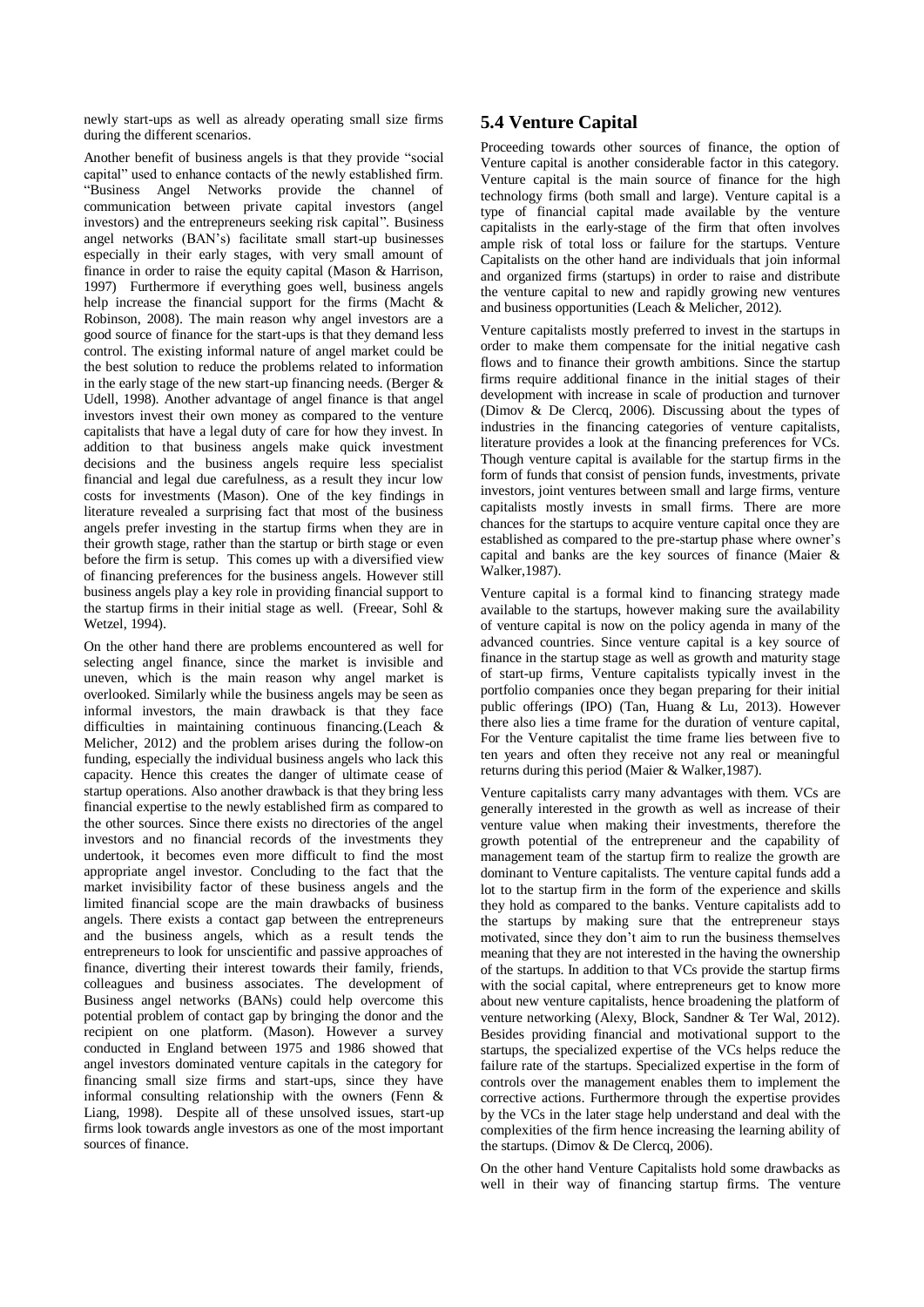newly start-ups as well as already operating small size firms during the different scenarios.

Another benefit of business angels is that they provide "social capital" used to enhance contacts of the newly established firm. "Business Angel Networks provide the channel of communication between private capital investors (angel investors) and the entrepreneurs seeking risk capital". Business angel networks (BAN's) facilitate small start-up businesses especially in their early stages, with very small amount of finance in order to raise the equity capital (Mason & Harrison, 1997) Furthermore if everything goes well, business angels help increase the financial support for the firms (Macht & Robinson, 2008). The main reason why angel investors are a good source of finance for the start-ups is that they demand less control. The existing informal nature of angel market could be the best solution to reduce the problems related to information in the early stage of the new start-up financing needs. (Berger & Udell, 1998). Another advantage of angel finance is that angel investors invest their own money as compared to the venture capitalists that have a legal duty of care for how they invest. In addition to that business angels make quick investment decisions and the business angels require less specialist financial and legal due carefulness, as a result they incur low costs for investments (Mason). One of the key findings in literature revealed a surprising fact that most of the business angels prefer investing in the startup firms when they are in their growth stage, rather than the startup or birth stage or even before the firm is setup. This comes up with a diversified view of financing preferences for the business angels. However still business angels play a key role in providing financial support to the startup firms in their initial stage as well. (Freear, Sohl & Wetzel, 1994).

On the other hand there are problems encountered as well for selecting angel finance, since the market is invisible and uneven, which is the main reason why angel market is overlooked. Similarly while the business angels may be seen as informal investors, the main drawback is that they face difficulties in maintaining continuous financing.(Leach & Melicher, 2012) and the problem arises during the follow-on funding, especially the individual business angels who lack this capacity. Hence this creates the danger of ultimate cease of startup operations. Also another drawback is that they bring less financial expertise to the newly established firm as compared to the other sources. Since there exists no directories of the angel investors and no financial records of the investments they undertook, it becomes even more difficult to find the most appropriate angel investor. Concluding to the fact that the market invisibility factor of these business angels and the limited financial scope are the main drawbacks of business angels. There exists a contact gap between the entrepreneurs and the business angels, which as a result tends the entrepreneurs to look for unscientific and passive approaches of finance, diverting their interest towards their family, friends, colleagues and business associates. The development of Business angel networks (BANs) could help overcome this potential problem of contact gap by bringing the donor and the recipient on one platform. (Mason). However a survey conducted in England between 1975 and 1986 showed that angel investors dominated venture capitals in the category for financing small size firms and start-ups, since they have informal consulting relationship with the owners (Fenn & Liang, 1998). Despite of all of these unsolved issues, start-up firms look towards angle investors as one of the most important sources of finance.

## 5.4 Venture Capital

Proceeding towards other sources of finance, the option of Venture capital is another considerable factor in this category. Venture capital is the main source of finance for the high technology firms (both small and large). Venture capital is a type of financial capital made available by the venture capitalists in the early-stage of the firm that often involves ample risk of total loss or failure for the startups. Venture Capitalists on the other hand are individuals that join informal and organized firms (startups) in order to raise and distribute the venture capital to new and rapidly growing new ventures and business opportunities (Leach & Melicher, 2012).

Venture capitalists mostly preferred to invest in the startups in order to make them compensate for the initial negative cash flows and to finance their growth ambitions. Since the startup firms require additional finance in the initial stages of their development with increase in scale of production and turnover (Dimov & De Clercq, 2006). Discussing about the types of industries in the financing categories of venture capitalists, literature provides a look at the financing preferences for VCs. Though venture capital is available for the startup firms in the form of funds that consist of pension funds, investments, private investors, joint ventures between small and large firms, venture capitalists mostly invests in small firms. There are more chances for the startups to acquire venture capital once they are established as compared to the pre-startup phase where owner's capital and banks are the key sources of finance (Maier & Walker,1987).

Venture capital is a formal kind to financing strategy made available to the startups, however making sure the availability of venture capital is now on the policy agenda in many of the advanced countries. Since venture capital is a key source of finance in the startup stage as well as growth and maturity stage of start-up firms, Venture capitalists typically invest in the portfolio companies once they began preparing for their initial public offerings (IPO) (Tan, Huang & Lu, 2013). However there also lies a time frame for the duration of venture capital, For the Venture capitalist the time frame lies between five to ten years and often they receive not any real or meaningful returns during this period (Maier & Walker,1987).

Venture capitalists carry many advantages with them. VCs are generally interested in the growth as well as increase of their venture value when making their investments, therefore the growth potential of the entrepreneur and the capability of management team of the startup firm to realize the growth are dominant to Venture capitalists. The venture capital funds add a lot to the startup firm in the form of the experience and skills they hold as compared to the banks. Venture capitalists add to the startups by making sure that the entrepreneur stays motivated, since they don't aim to run the business themselves meaning that they are not interested in the having the ownership of the startups. In addition to that VCs provide the startup firms with the social capital, where entrepreneurs get to know more about new venture capitalists, hence broadening the platform of venture networking (Alexy, Block, Sandner & Ter Wal, 2012). Besides providing financial and motivational support to the startups, the specialized expertise of the VCs helps reduce the failure rate of the startups. Specialized expertise in the form of controls over the management enables them to implement the corrective actions. Furthermore through the expertise provides by the VCs in the later stage help understand and deal with the complexities of the firm hence increasing the learning ability of the startups. (Dimov & De Clercq, 2006).

On the other hand Venture Capitalists hold some drawbacks as well in their way of financing startup firms. The venture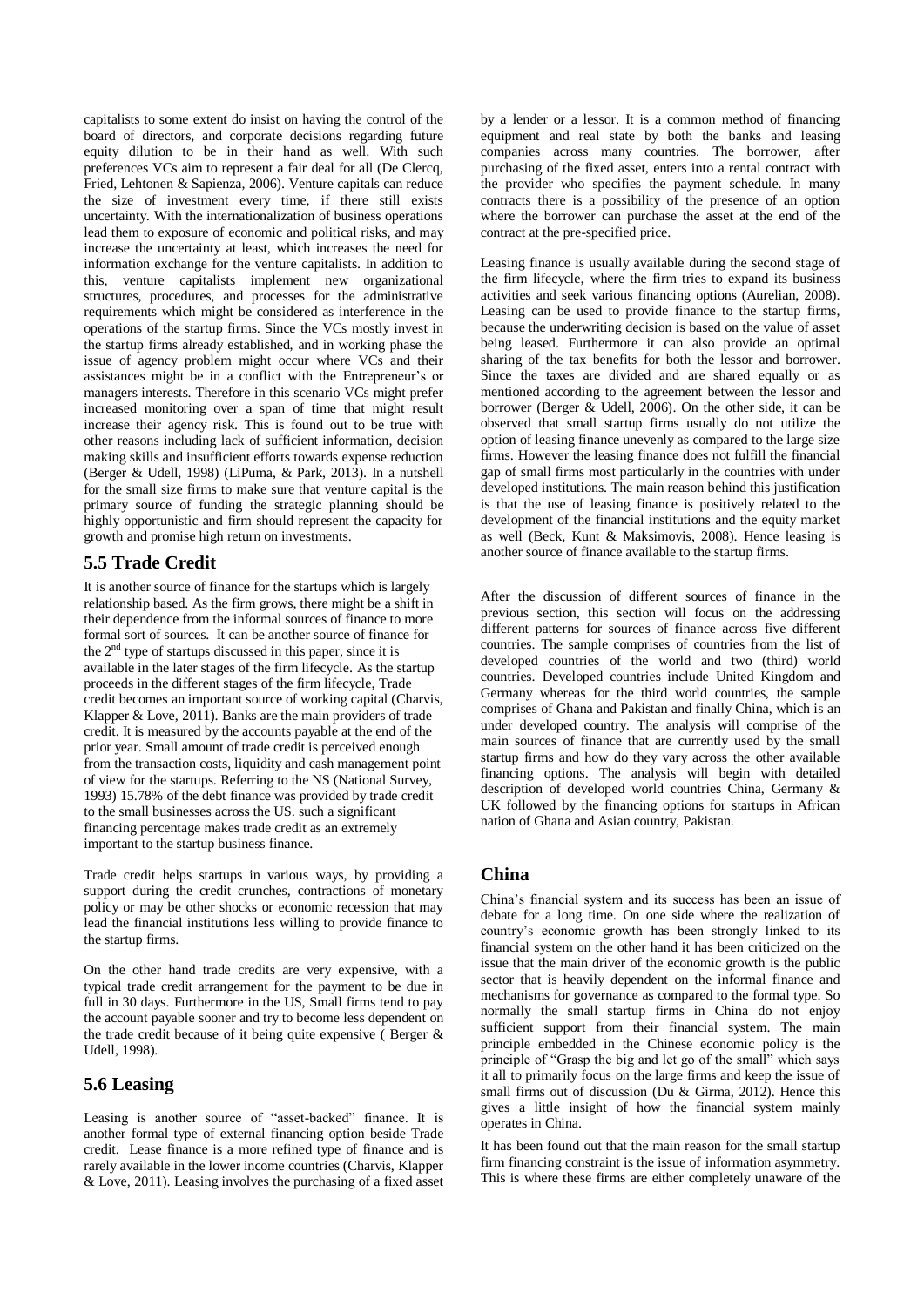capitalists to some extent do insist on having the control of the board of directors, and corporate decisions regarding future equity dilution to be in their hand as well. With such preferences VCs aim to represent a fair deal for all (De Clercq, Fried, Lehtonen & Sapienza, 2006). Venture capitals can reduce the size of investment every time, if there still exists uncertainty. With the internationalization of business operations lead them to exposure of economic and political risks, and may increase the uncertainty at least, which increases the need for information exchange for the venture capitalists. In addition to this, venture capitalists implement new organizational structures, procedures, and processes for the administrative requirements which might be considered as interference in the operations of the startup firms. Since the VCs mostly invest in the startup firms already established, and in working phase the issue of agency problem might occur where VCs and their assistances might be in a conflict with the Entrepreneur's or managers interests. Therefore in this scenario VCs might prefer increased monitoring over a span of time that might result increase their agency risk. This is found out to be true with other reasons including lack of sufficient information, decision making skills and insufficient efforts towards expense reduction (Berger & Udell, 1998) (LiPuma, & Park, 2013). In a nutshell for the small size firms to make sure that venture capital is the primary source of funding the strategic planning should be highly opportunistic and firm should represent the capacity for growth and promise high return on investments.

## 5.5 Trade Credit

It is another source of finance for the startups which is largely relationship based. As the firm grows, there might be a shift in their dependence from the informal sources of finance to more formal sort of sources. It can be another source of finance for the 2nd type of startups discussed in this paper, since it is available in the later stages of the firm lifecycle. As the startup proceeds in the different stages of the firm lifecycle, Trade credit becomes an important source of working capital (Charvis, Klapper & Love, 2011). Banks are the main providers of trade credit. It is measured by the accounts payable at the end of the prior year. Small amount of trade credit is perceived enough from the transaction costs, liquidity and cash management point of view for the startups. Referring to the NS (National Survey, 1993) 15.78% of the debt finance was provided by trade credit to the small businesses across the US. such a significant financing percentage makes trade credit as an extremely important to the startup business finance.

Trade credit helps startups in various ways, by providing a support during the credit crunches, contractions of monetary policy or may be other shocks or economic recession that may lead the financial institutions less willing to provide finance to the startup firms.

On the other hand trade credits are very expensive, with a typical trade credit arrangement for the payment to be due in full in 30 days. Furthermore in the US, Small firms tend to pay the account payable sooner and try to become less dependent on the trade credit because of it being quite expensive ( Berger & Udell, 1998).

## 5.6 Leasing

Leasing is another source of "asset-backed" finance. It is another formal type of external financing option beside Trade credit. Lease finance is a more refined type of finance and is rarely available in the lower income countries (Charvis, Klapper & Love, 2011). Leasing involves the purchasing of a fixed asset by a lender or a lessor. It is a common method of financing equipment and real state by both the banks and leasing companies across many countries. The borrower, after purchasing of the fixed asset, enters into a rental contract with the provider who specifies the payment schedule. In many contracts there is a possibility of the presence of an option where the borrower can purchase the asset at the end of the contract at the pre-specified price.

Leasing finance is usually available during the second stage of the firm lifecycle, where the firm tries to expand its business activities and seek various financing options (Aurelian, 2008). Leasing can be used to provide finance to the startup firms, because the underwriting decision is based on the value of asset being leased. Furthermore it can also provide an optimal sharing of the tax benefits for both the lessor and borrower. Since the taxes are divided and are shared equally or as mentioned according to the agreement between the lessor and borrower (Berger & Udell, 2006). On the other side, it can be observed that small startup firms usually do not utilize the option of leasing finance unevenly as compared to the large size firms. However the leasing finance does not fulfill the financial gap of small firms most particularly in the countries with under developed institutions. The main reason behind this justification is that the use of leasing finance is positively related to the development of the financial institutions and the equity market as well (Beck, Kunt & Maksimovis, 2008). Hence leasing is another source of finance available to the startup firms.

After the discussion of different sources of finance in the previous section, this section will focus on the addressing different patterns for sources of finance across five different countries. The sample comprises of countries from the list of developed countries of the world and two (third) world countries. Developed countries include United Kingdom and Germany whereas for the third world countries, the sample comprises of Ghana and Pakistan and finally China, which is an under developed country. The analysis will comprise of the main sources of finance that are currently used by the small startup firms and how do they vary across the other available financing options. The analysis will begin with detailed description of developed world countries China, Germany & UK followed by the financing options for startups in African nation of Ghana and Asian country, Pakistan.

## China

China's financial system and its success has been an issue of debate for a long time. On one side where the realization of country's economic growth has been strongly linked to its financial system on the other hand it has been criticized on the issue that the main driver of the economic growth is the public sector that is heavily dependent on the informal finance and mechanisms for governance as compared to the formal type. So normally the small startup firms in China do not enjoy sufficient support from their financial system. The main principle embedded in the Chinese economic policy is the principle of "Grasp the big and let go of the small" which says it all to primarily focus on the large firms and keep the issue of small firms out of discussion (Du & Girma, 2012). Hence this gives a little insight of how the financial system mainly operates in China.

It has been found out that the main reason for the small startup firm financing constraint is the issue of information asymmetry. This is where these firms are either completely unaware of the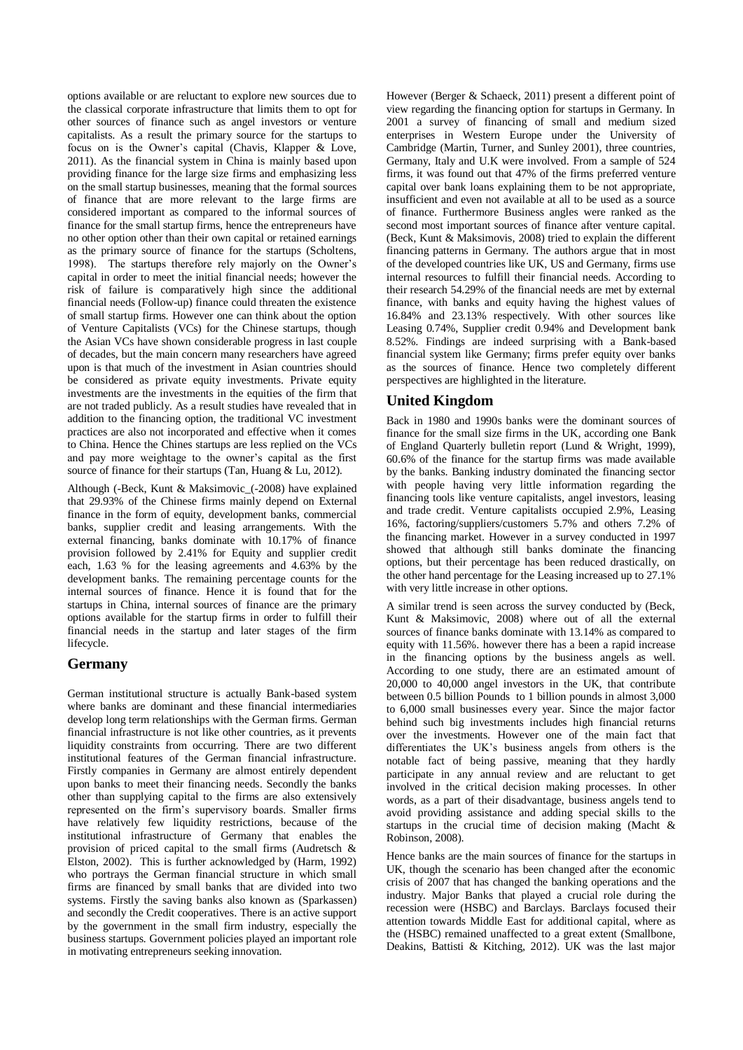options available or are reluctant to explore new sources due to the classical corporate infrastructure that limits them to opt for other sources of finance such as angel investors or venture capitalists. As a result the primary source for the startups to focus on is the Owner's capital (Chavis, Klapper & Love, 2011). As the financial system in China is mainly based upon providing finance for the large size firms and emphasizing less on the small startup businesses, meaning that the formal sources of finance that are more relevant to the large firms are considered important as compared to the informal sources of finance for the small startup firms, hence the entrepreneurs have no other option other than their own capital or retained earnings as the primary source of finance for the startups (Scholtens, 1998). The startups therefore rely majorly on the Owner's capital in order to meet the initial financial needs; however the risk of failure is comparatively high since the additional financial needs (Follow-up) finance could threaten the existence of small startup firms. However one can think about the option of Venture Capitalists (VCs) for the Chinese startups, though the Asian VCs have shown considerable progress in last couple of decades, but the main concern many researchers have agreed upon is that much of the investment in Asian countries should be considered as private equity investments. Private equity investments are the investments in the equities of the firm that are not traded publicly. As a result studies have revealed that in addition to the financing option, the traditional VC investment practices are also not incorporated and effective when it comes to China. Hence the Chines startups are less replied on the VCs and pay more weightage to the owner's capital as the first source of finance for their startups (Tan, Huang & Lu, 2012).

Although (-Beck, Kunt & Maksimovic_(-2008) have explained that 29.93% of the Chinese firms mainly depend on External finance in the form of equity, development banks, commercial banks, supplier credit and leasing arrangements. With the external financing, banks dominate with 10.17% of finance provision followed by 2.41% for Equity and supplier credit each, 1.63 % for the leasing agreements and 4.63% by the development banks. The remaining percentage counts for the internal sources of finance. Hence it is found that for the startups in China, internal sources of finance are the primary options available for the startup firms in order to fulfill their financial needs in the startup and later stages of the firm lifecycle.

## Germany

German institutional structure is actually Bank-based system where banks are dominant and these financial intermediaries develop long term relationships with the German firms. German financial infrastructure is not like other countries, as it prevents liquidity constraints from occurring. There are two different institutional features of the German financial infrastructure. Firstly companies in Germany are almost entirely dependent upon banks to meet their financing needs. Secondly the banks other than supplying capital to the firms are also extensively represented on the firm's supervisory boards. Smaller firms have relatively few liquidity restrictions, because of the institutional infrastructure of Germany that enables the provision of priced capital to the small firms (Audretsch & Elston, 2002). This is further acknowledged by (Harm, 1992) who portrays the German financial structure in which small firms are financed by small banks that are divided into two systems. Firstly the saving banks also known as (Sparkassen) and secondly the Credit cooperatives. There is an active support by the government in the small firm industry, especially the business startups. Government policies played an important role in motivating entrepreneurs seeking innovation.

However (Berger & Schaeck, 2011) present a different point of view regarding the financing option for startups in Germany. In 2001 a survey of financing of small and medium sized enterprises in Western Europe under the University of Cambridge (Martin, Turner, and Sunley 2001), three countries, Germany, Italy and U.K were involved. From a sample of 524 firms, it was found out that 47% of the firms preferred venture capital over bank loans explaining them to be not appropriate, insufficient and even not available at all to be used as a source of finance. Furthermore Business angles were ranked as the second most important sources of finance after venture capital. (Beck, Kunt & Maksimovis, 2008) tried to explain the different financing patterns in Germany. The authors argue that in most of the developed countries like UK, US and Germany, firms use internal resources to fulfill their financial needs. According to their research 54.29% of the financial needs are met by external finance, with banks and equity having the highest values of 16.84% and 23.13% respectively. With other sources like Leasing 0.74%, Supplier credit 0.94% and Development bank 8.52%. Findings are indeed surprising with a Bank-based financial system like Germany; firms prefer equity over banks as the sources of finance. Hence two completely different perspectives are highlighted in the literature.

## United Kingdom

Back in 1980 and 1990s banks were the dominant sources of finance for the small size firms in the UK, according one Bank of England Quarterly bulletin report (Lund & Wright, 1999), 60.6% of the finance for the startup firms was made available by the banks. Banking industry dominated the financing sector with people having very little information regarding the financing tools like venture capitalists, angel investors, leasing and trade credit. Venture capitalists occupied 2.9%, Leasing 16%, factoring/suppliers/customers 5.7% and others 7.2% of the financing market. However in a survey conducted in 1997 showed that although still banks dominate the financing options, but their percentage has been reduced drastically, on the other hand percentage for the Leasing increased up to 27.1% with very little increase in other options.

A similar trend is seen across the survey conducted by (Beck, Kunt & Maksimovic, 2008) where out of all the external sources of finance banks dominate with 13.14% as compared to equity with 11.56%. however there has a been a rapid increase in the financing options by the business angels as well. According to one study, there are an estimated amount of 20,000 to 40,000 angel investors in the UK, that contribute between 0.5 billion Pounds to 1 billion pounds in almost 3,000 to 6,000 small businesses every year. Since the major factor behind such big investments includes high financial returns over the investments. However one of the main fact that differentiates the UK's business angels from others is the notable fact of being passive, meaning that they hardly participate in any annual review and are reluctant to get involved in the critical decision making processes. In other words, as a part of their disadvantage, business angels tend to avoid providing assistance and adding special skills to the startups in the crucial time of decision making (Macht & Robinson, 2008).

Hence banks are the main sources of finance for the startups in UK, though the scenario has been changed after the economic crisis of 2007 that has changed the banking operations and the industry. Major Banks that played a crucial role during the recession were (HSBC) and Barclays. Barclays focused their attention towards Middle East for additional capital, where as the (HSBC) remained unaffected to a great extent (Smallbone, Deakins, Battisti & Kitching, 2012). UK was the last major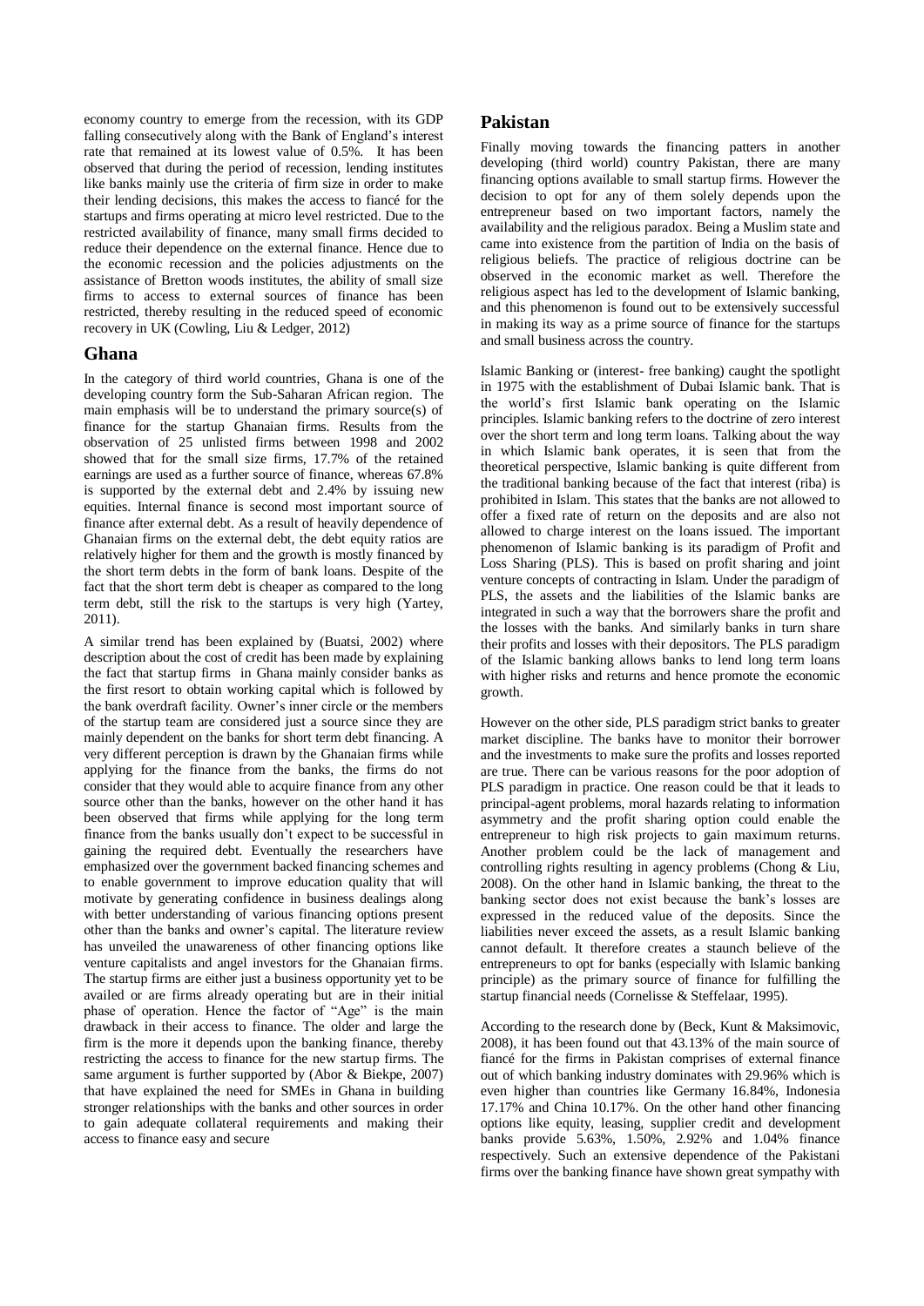economy country to emerge from the recession, with its GDP falling consecutively along with the Bank of England's interest rate that remained at its lowest value of 0.5%. It has been observed that during the period of recession, lending institutes like banks mainly use the criteria of firm size in order to make their lending decisions, this makes the access to fiancé for the startups and firms operating at micro level restricted. Due to the restricted availability of finance, many small firms decided to reduce their dependence on the external finance. Hence due to the economic recession and the policies adjustments on the assistance of Bretton woods institutes, the ability of small size firms to access to external sources of finance has been restricted, thereby resulting in the reduced speed of economic recovery in UK (Cowling, Liu & Ledger, 2012)

## Ghana

In the category of third world countries, Ghana is one of the developing country form the Sub-Saharan African region. The main emphasis will be to understand the primary source(s) of finance for the startup Ghanaian firms. Results from the observation of 25 unlisted firms between 1998 and 2002 showed that for the small size firms, 17.7% of the retained earnings are used as a further source of finance, whereas 67.8% is supported by the external debt and 2.4% by issuing new equities. Internal finance is second most important source of finance after external debt. As a result of heavily dependence of Ghanaian firms on the external debt, the debt equity ratios are relatively higher for them and the growth is mostly financed by the short term debts in the form of bank loans. Despite of the fact that the short term debt is cheaper as compared to the long term debt, still the risk to the startups is very high (Yartey, 2011).

A similar trend has been explained by (Buatsi, 2002) where description about the cost of credit has been made by explaining the fact that startup firms in Ghana mainly consider banks as the first resort to obtain working capital which is followed by the bank overdraft facility. Owner's inner circle or the members of the startup team are considered just a source since they are mainly dependent on the banks for short term debt financing. A very different perception is drawn by the Ghanaian firms while applying for the finance from the banks, the firms do not consider that they would able to acquire finance from any other source other than the banks, however on the other hand it has been observed that firms while applying for the long term finance from the banks usually don't expect to be successful in gaining the required debt. Eventually the researchers have emphasized over the government backed financing schemes and to enable government to improve education quality that will motivate by generating confidence in business dealings along with better understanding of various financing options present other than the banks and owner's capital. The literature review has unveiled the unawareness of other financing options like venture capitalists and angel investors for the Ghanaian firms. The startup firms are either just a business opportunity yet to be availed or are firms already operating but are in their initial phase of operation. Hence the factor of "Age" is the main drawback in their access to finance. The older and large the firm is the more it depends upon the banking finance, thereby restricting the access to finance for the new startup firms. The same argument is further supported by (Abor & Biekpe, 2007) that have explained the need for SMEs in Ghana in building stronger relationships with the banks and other sources in order to gain adequate collateral requirements and making their access to finance easy and secure

## Pakistan

Finally moving towards the financing patters in another developing (third world) country Pakistan, there are many financing options available to small startup firms. However the decision to opt for any of them solely depends upon the entrepreneur based on two important factors, namely the availability and the religious paradox. Being a Muslim state and came into existence from the partition of India on the basis of religious beliefs. The practice of religious doctrine can be observed in the economic market as well. Therefore the religious aspect has led to the development of Islamic banking, and this phenomenon is found out to be extensively successful in making its way as a prime source of finance for the startups and small business across the country.

Islamic Banking or (interest- free banking) caught the spotlight in 1975 with the establishment of Dubai Islamic bank. That is the world's first Islamic bank operating on the Islamic principles. Islamic banking refers to the doctrine of zero interest over the short term and long term loans. Talking about the way in which Islamic bank operates, it is seen that from the theoretical perspective, Islamic banking is quite different from the traditional banking because of the fact that interest (riba) is prohibited in Islam. This states that the banks are not allowed to offer a fixed rate of return on the deposits and are also not allowed to charge interest on the loans issued. The important phenomenon of Islamic banking is its paradigm of Profit and Loss Sharing (PLS). This is based on profit sharing and joint venture concepts of contracting in Islam. Under the paradigm of PLS, the assets and the liabilities of the Islamic banks are integrated in such a way that the borrowers share the profit and the losses with the banks. And similarly banks in turn share their profits and losses with their depositors. The PLS paradigm of the Islamic banking allows banks to lend long term loans with higher risks and returns and hence promote the economic growth.

However on the other side, PLS paradigm strict banks to greater market discipline. The banks have to monitor their borrower and the investments to make sure the profits and losses reported are true. There can be various reasons for the poor adoption of PLS paradigm in practice. One reason could be that it leads to principal-agent problems, moral hazards relating to information asymmetry and the profit sharing option could enable the entrepreneur to high risk projects to gain maximum returns. Another problem could be the lack of management and controlling rights resulting in agency problems (Chong & Liu, 2008). On the other hand in Islamic banking, the threat to the banking sector does not exist because the bank's losses are expressed in the reduced value of the deposits. Since the liabilities never exceed the assets, as a result Islamic banking cannot default. It therefore creates a staunch believe of the entrepreneurs to opt for banks (especially with Islamic banking principle) as the primary source of finance for fulfilling the startup financial needs (Cornelisse & Steffelaar, 1995).

According to the research done by (Beck, Kunt & Maksimovic, 2008), it has been found out that 43.13% of the main source of fiancé for the firms in Pakistan comprises of external finance out of which banking industry dominates with 29.96% which is even higher than countries like Germany 16.84%, Indonesia 17.17% and China 10.17%. On the other hand other financing options like equity, leasing, supplier credit and development banks provide 5.63%, 1.50%, 2.92% and 1.04% finance respectively. Such an extensive dependence of the Pakistani firms over the banking finance have shown great sympathy with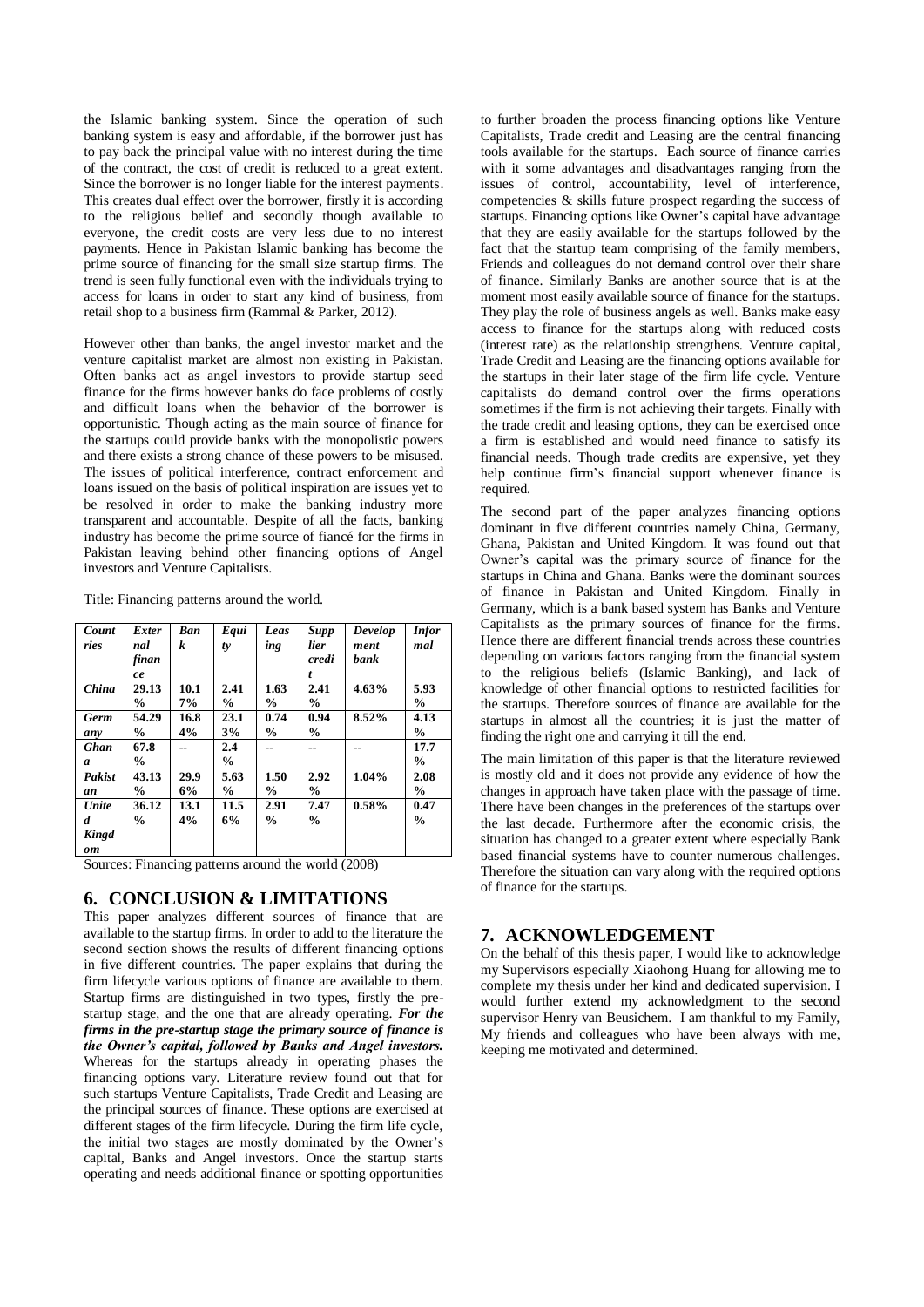the Islamic banking system. Since the operation of such banking system is easy and affordable, if the borrower just has to pay back the principal value with no interest during the time of the contract, the cost of credit is reduced to a great extent. Since the borrower is no longer liable for the interest payments. This creates dual effect over the borrower, firstly it is according to the religious belief and secondly though available to everyone, the credit costs are very less due to no interest payments. Hence in Pakistan Islamic banking has become the prime source of financing for the small size startup firms. The trend is seen fully functional even with the individuals trying to access for loans in order to start any kind of business, from retail shop to a business firm (Rammal & Parker, 2012).

However other than banks, the angel investor market and the venture capitalist market are almost non existing in Pakistan. Often banks act as angel investors to provide startup seed finance for the firms however banks do face problems of costly and difficult loans when the behavior of the borrower is opportunistic. Though acting as the main source of finance for the startups could provide banks with the monopolistic powers and there exists a strong chance of these powers to be misused. The issues of political interference, contract enforcement and loans issued on the basis of political inspiration are issues yet to be resolved in order to make the banking industry more transparent and accountable. Despite of all the facts, banking industry has become the prime source of fiancé for the firms in Pakistan leaving behind other financing options of Angel investors and Venture Capitalists.

Title: Financing patterns around the world.

| *Countries* | *External finance* | *Bank* | *Equity* | *Leasing* | *Supplier credit* | *Development bank* | *Informal* |
|---|---|---|---|---|---|---|---|
| ***China*** | **29.13 %** | **10.17%** | **2.41 %** | **1.63 %** | **2.41 %** | **4.63%** | **5.93 %** |
| ***Germany*** | **54.29 %** | **16.84%** | **23.13%** | **0.74 %** | **0.94 %** | **8.52%** | **4.13 %** |
| ***Ghana*** | **67.8 %** | **--** | **2.4 %** | **--** | **--** | **--** | **17.7 %** |
| ***Pakistan*** | **43.13 %** | **29.96%** | **5.63 %** | **1.50 %** | **2.92 %** | **1.04%** | **2.08 %** |
| ***United Kingdom*** | **36.12 %** | **13.14%** | **11.56%** | **2.91 %** | **7.47 %** | **0.58%** | **0.47 %** |

Sources: Financing patterns around the world (2008)

## 6. CONCLUSION & LIMITATIONS

This paper analyzes different sources of finance that are available to the startup firms. In order to add to the literature the second section shows the results of different financing options in five different countries. The paper explains that during the firm lifecycle various options of finance are available to them. Startup firms are distinguished in two types, firstly the pre-startup stage, and the one that are already operating. ***For the firms in the pre-startup stage the primary source of finance is the Owner's capital, followed by Banks and Angel investors.*** Whereas for the startups already in operating phases the financing options vary. Literature review found out that for such startups Venture Capitalists, Trade Credit and Leasing are the principal sources of finance. These options are exercised at different stages of the firm lifecycle. During the firm life cycle, the initial two stages are mostly dominated by the Owner's capital, Banks and Angel investors. Once the startup starts operating and needs additional finance or spotting opportunities to further broaden the process financing options like Venture Capitalists, Trade credit and Leasing are the central financing tools available for the startups. Each source of finance carries with it some advantages and disadvantages ranging from the issues of control, accountability, level of interference, competencies & skills future prospect regarding the success of startups. Financing options like Owner's capital have advantage that they are easily available for the startups followed by the fact that the startup team comprising of the family members, Friends and colleagues do not demand control over their share of finance. Similarly Banks are another source that is at the moment most easily available source of finance for the startups. They play the role of business angels as well. Banks make easy access to finance for the startups along with reduced costs (interest rate) as the relationship strengthens. Venture capital, Trade Credit and Leasing are the financing options available for the startups in their later stage of the firm life cycle. Venture capitalists do demand control over the firms operations sometimes if the firm is not achieving their targets. Finally with the trade credit and leasing options, they can be exercised once a firm is established and would need finance to satisfy its financial needs. Though trade credits are expensive, yet they help continue firm's financial support whenever finance is required.

The second part of the paper analyzes financing options dominant in five different countries namely China, Germany, Ghana, Pakistan and United Kingdom. It was found out that Owner's capital was the primary source of finance for the startups in China and Ghana. Banks were the dominant sources of finance in Pakistan and United Kingdom. Finally in Germany, which is a bank based system has Banks and Venture Capitalists as the primary sources of finance for the firms. Hence there are different financial trends across these countries depending on various factors ranging from the financial system to the religious beliefs (Islamic Banking), and lack of knowledge of other financial options to restricted facilities for the startups. Therefore sources of finance are available for the startups in almost all the countries; it is just the matter of finding the right one and carrying it till the end.

The main limitation of this paper is that the literature reviewed is mostly old and it does not provide any evidence of how the changes in approach have taken place with the passage of time. There have been changes in the preferences of the startups over the last decade. Furthermore after the economic crisis, the situation has changed to a greater extent where especially Bank based financial systems have to counter numerous challenges. Therefore the situation can vary along with the required options of finance for the startups.

## 7. ACKNOWLEDGEMENT

On the behalf of this thesis paper, I would like to acknowledge my Supervisors especially Xiaohong Huang for allowing me to complete my thesis under her kind and dedicated supervision. I would further extend my acknowledgment to the second supervisor Henry van Beusichem. I am thankful to my Family, My friends and colleagues who have been always with me, keeping me motivated and determined.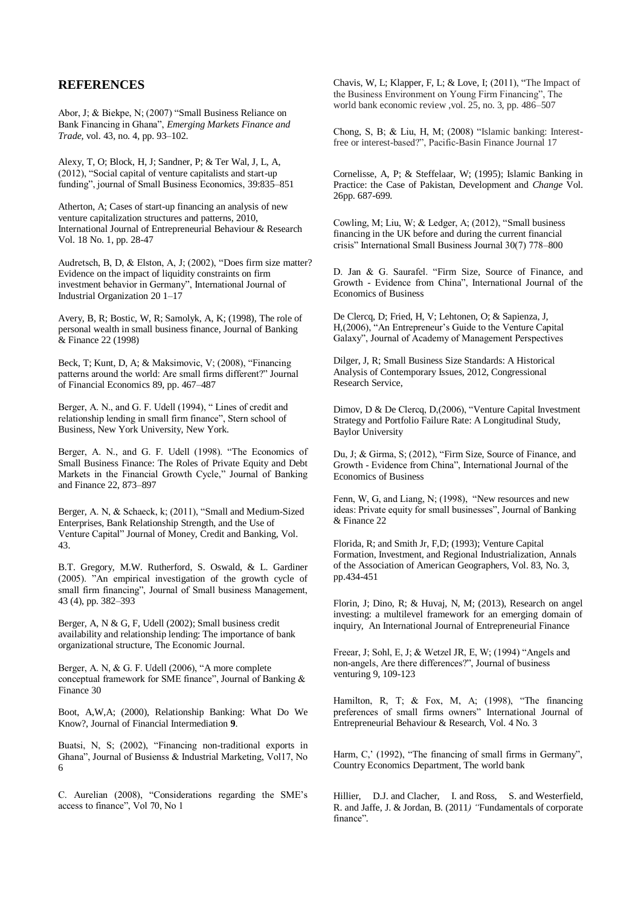## REFERENCES

Abor, J; & Biekpe, N; (2007) "Small Business Reliance on Bank Financing in Ghana", *Emerging Markets Finance and Trade,* vol. 43, no. 4, pp. 93–102.

Alexy, T, O; Block, H, J; Sandner, P; & Ter Wal, J, L, A, (2012), "Social capital of venture capitalists and start-up funding", journal of Small Business Economics, 39:835–851

Atherton, A; Cases of start-up financing an analysis of new venture capitalization structures and patterns, 2010, International Journal of Entrepreneurial Behaviour & Research Vol. 18 No. 1, pp. 28-47

Audretsch, B, D, & Elston, A, J; (2002), "Does firm size matter? Evidence on the impact of liquidity constraints on firm investment behavior in Germany", International Journal of Industrial Organization 20 1–17

Avery, B, R; Bostic, W, R; Samolyk, A, K; (1998), The role of personal wealth in small business finance, Journal of Banking & Finance 22 (1998)

Beck, T; Kunt, D, A; & Maksimovic, V; (2008), "Financing patterns around the world: Are small firms different?" Journal of Financial Economics 89, pp. 467–487

Berger, A. N., and G. F. Udell (1994), " Lines of credit and relationship lending in small firm finance", Stern school of Business, New York University, New York.

Berger, A. N., and G. F. Udell (1998). "The Economics of Small Business Finance: The Roles of Private Equity and Debt Markets in the Financial Growth Cycle," Journal of Banking and Finance 22, 873–897

Berger, A. N, & Schaeck, k; (2011), "Small and Medium-Sized Enterprises, Bank Relationship Strength, and the Use of Venture Capital" Journal of Money, Credit and Banking, Vol. 43.

B.T. Gregory, M.W. Rutherford, S. Oswald, & L. Gardiner (2005). "An empirical investigation of the growth cycle of small firm financing", Journal of Small business Management, 43 (4), pp. 382–393

Berger, A, N & G, F, Udell (2002); Small business credit availability and relationship lending: The importance of bank organizational structure, The Economic Journal.

Berger, A. N, & G. F. Udell (2006), "A more complete conceptual framework for SME finance", Journal of Banking & Finance 30

Boot, A,W,A; (2000), Relationship Banking: What Do We Know?, Journal of Financial Intermediation **9**.

Buatsi, N, S; (2002), "Financing non-traditional exports in Ghana", Journal of Busienss & Industrial Marketing, Vol17, No 6

C. Aurelian (2008), "Considerations regarding the SME's access to finance", Vol 70, No 1

Chavis, W, L; Klapper, F, L; & Love, I; (2011), "The Impact of the Business Environment on Young Firm Financing", The world bank economic review ,vol. 25, no. 3, pp. 486–507

Chong, S, B; & Liu, H, M; (2008) "Islamic banking: Interest-free or interest-based?", Pacific-Basin Finance Journal 17

Cornelisse, A, P; & Steffelaar, W; (1995); Islamic Banking in Practice: the Case of Pakistan, Development and *Change* Vol. 26pp. 687-699.

Cowling, M; Liu, W; & Ledger, A; (2012), "Small business financing in the UK before and during the current financial crisis" International Small Business Journal 30(7) 778–800

D. Jan & G. Saurafel. "Firm Size, Source of Finance, and Growth - Evidence from China", International Journal of the Economics of Business

De Clercq, D; Fried, H, V; Lehtonen, O; & Sapienza, J, H,(2006), "An Entrepreneur's Guide to the Venture Capital Galaxy", Journal of Academy of Management Perspectives

Dilger, J, R; Small Business Size Standards: A Historical Analysis of Contemporary Issues, 2012, Congressional Research Service,

Dimov, D & De Clercq, D,(2006), "Venture Capital Investment Strategy and Portfolio Failure Rate: A Longitudinal Study, Baylor University

Du, J; & Girma, S; (2012), "Firm Size, Source of Finance, and Growth - Evidence from China", International Journal of the Economics of Business

Fenn, W, G, and Liang, N; (1998), "New resources and new ideas: Private equity for small businesses", Journal of Banking & Finance 22

Florida, R; and Smith Jr, F,D; (1993); Venture Capital Formation, Investment, and Regional Industrialization, Annals of the Association of American Geographers, Vol. 83, No. 3, pp.434-451

Florin, J; Dino, R; & Huvaj, N, M; (2013), Research on angel investing: a multilevel framework for an emerging domain of inquiry, An International Journal of Entrepreneurial Finance

Freear, J; Sohl, E, J; & Wetzel JR, E, W; (1994) "Angels and non-angels, Are there differences?", Journal of business venturing 9, 109-123

Hamilton, R, T; & Fox, M, A; (1998), "The financing preferences of small firms owners" International Journal of Entrepreneurial Behaviour & Research, Vol. 4 No. 3

Harm, C,' (1992), "The financing of small firms in Germany", Country Economics Department, The world bank

Hillier, D.J. and Clacher, I. and Ross, S. and Westerfield, R. and Jaffe, J. & Jordan, B. (2011*) "*Fundamentals of corporate finance".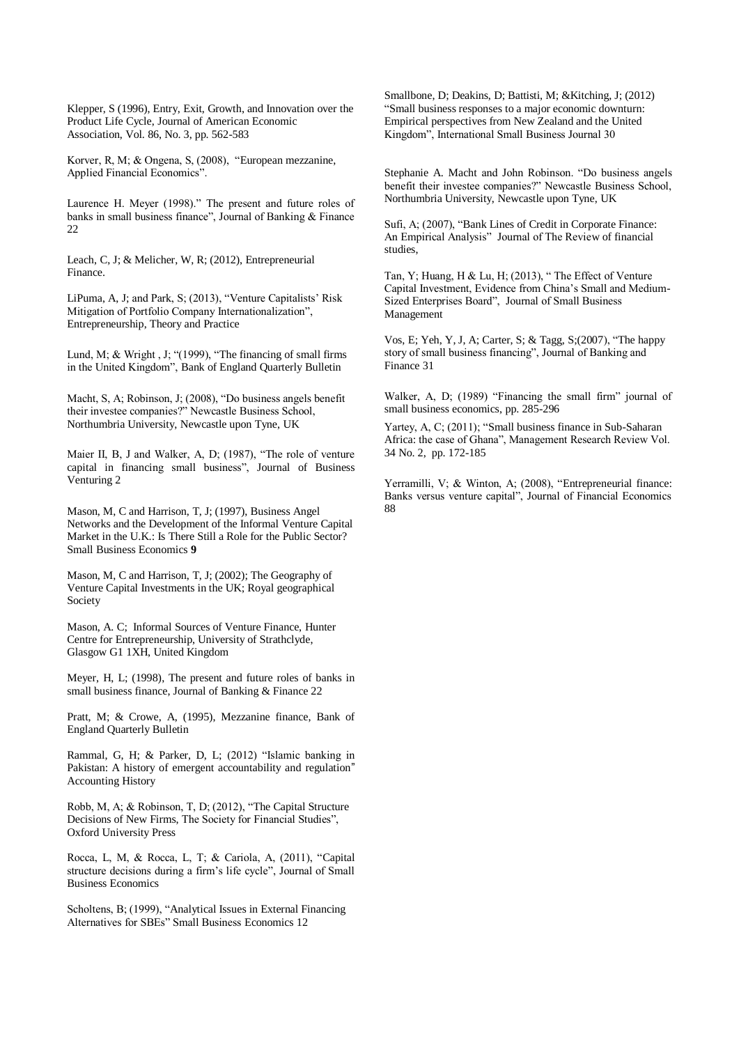Klepper, S (1996), Entry, Exit, Growth, and Innovation over the Product Life Cycle, Journal of American Economic Association, Vol. 86, No. 3, pp. 562-583

Korver, R, M; & Ongena, S, (2008), "European mezzanine, Applied Financial Economics".

Laurence H. Meyer (1998)." The present and future roles of banks in small business finance", Journal of Banking & Finance 22

Leach, C, J; & Melicher, W, R; (2012), Entrepreneurial Finance.

LiPuma, A, J; and Park, S; (2013), "Venture Capitalists' Risk Mitigation of Portfolio Company Internationalization", Entrepreneurship, Theory and Practice

Lund, M; & Wright , J; "(1999), "The financing of small firms in the United Kingdom", Bank of England Quarterly Bulletin

Macht, S, A; Robinson, J; (2008), "Do business angels benefit their investee companies?" Newcastle Business School, Northumbria University, Newcastle upon Tyne, UK

Maier II, B, J and Walker, A, D; (1987), "The role of venture capital in financing small business", Journal of Business Venturing 2

Mason, M, C and Harrison, T, J; (1997), Business Angel Networks and the Development of the Informal Venture Capital Market in the U.K.: Is There Still a Role for the Public Sector? Small Business Economics **9**

Mason, M, C and Harrison, T, J; (2002); The Geography of Venture Capital Investments in the UK; Royal geographical Society

Mason, A. C; Informal Sources of Venture Finance, Hunter Centre for Entrepreneurship, University of Strathclyde, Glasgow G1 1XH, United Kingdom

Meyer, H, L; (1998), The present and future roles of banks in small business finance, Journal of Banking & Finance 22

Pratt, M; & Crowe, A, (1995), Mezzanine finance, Bank of England Quarterly Bulletin

Rammal, G, H; & Parker, D, L; (2012) "Islamic banking in Pakistan: A history of emergent accountability and regulation" Accounting History

Robb, M, A; & Robinson, T, D; (2012), "The Capital Structure Decisions of New Firms, The Society for Financial Studies", Oxford University Press

Rocca, L, M, & Rocca, L, T; & Cariola, A, (2011), "Capital structure decisions during a firm's life cycle", Journal of Small Business Economics

Scholtens, B; (1999), "Analytical Issues in External Financing Alternatives for SBEs" Small Business Economics 12

Smallbone, D; Deakins, D; Battisti, M; &Kitching, J; (2012) "Small business responses to a major economic downturn: Empirical perspectives from New Zealand and the United Kingdom", International Small Business Journal 30

Stephanie A. Macht and John Robinson. "Do business angels benefit their investee companies?" Newcastle Business School, Northumbria University, Newcastle upon Tyne, UK

Sufi, A; (2007), "Bank Lines of Credit in Corporate Finance: An Empirical Analysis" Journal of The Review of financial studies,

Tan, Y; Huang, H & Lu, H; (2013), " The Effect of Venture Capital Investment, Evidence from China's Small and Medium-Sized Enterprises Board", Journal of Small Business Management

Vos, E; Yeh, Y, J, A; Carter, S; & Tagg, S;(2007), "The happy story of small business financing", Journal of Banking and Finance 31

Walker, A, D; (1989) "Financing the small firm" journal of small business economics, pp. 285-296

Yartey, A, C; (2011); "Small business finance in Sub-Saharan Africa: the case of Ghana", Management Research Review Vol. 34 No. 2, pp. 172-185

Yerramilli, V; & Winton, A; (2008), "Entrepreneurial finance: Banks versus venture capital", Journal of Financial Economics 88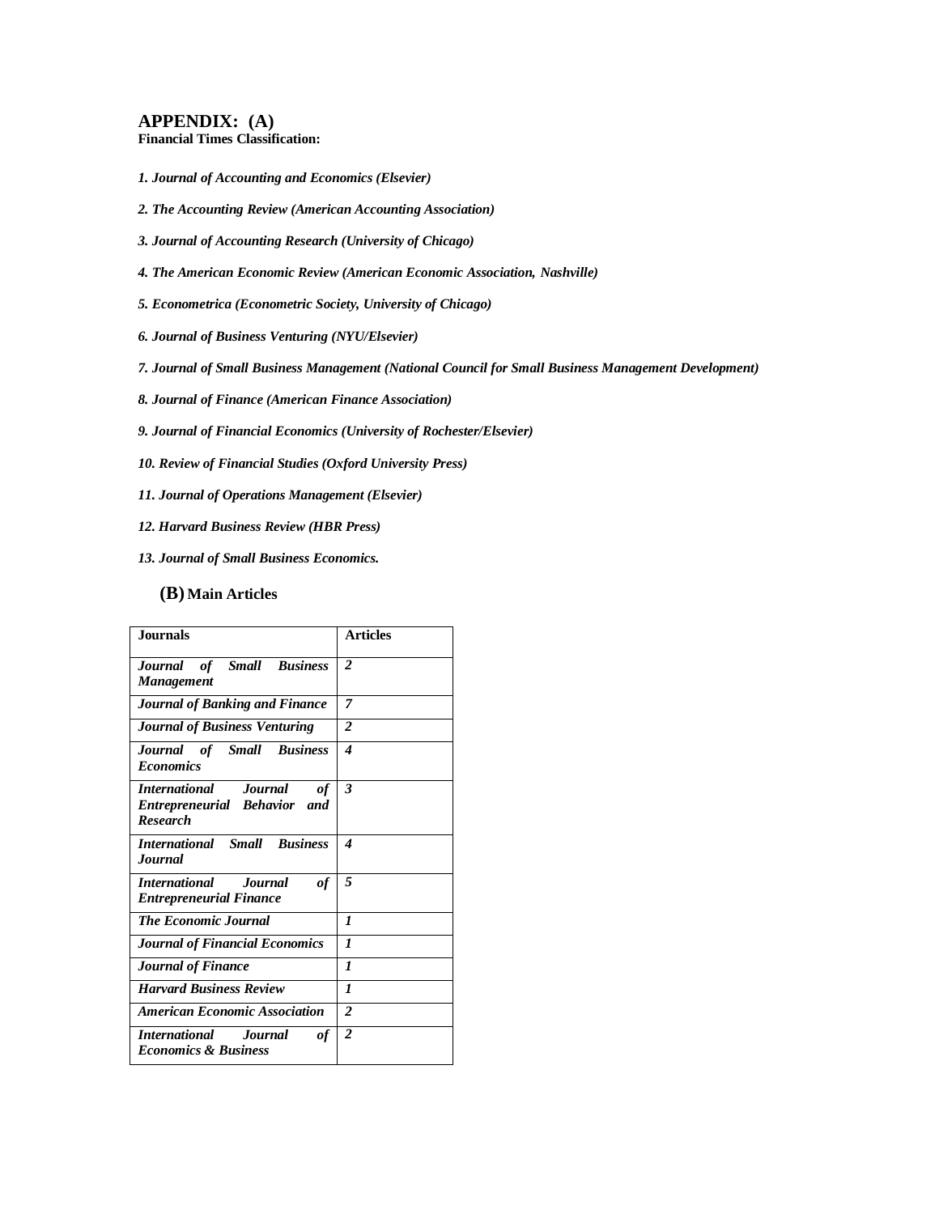## APPENDIX: (A)

**Financial Times Classification:**

***1. Journal of Accounting and Economics (Elsevier)***

***2. The Accounting Review (American Accounting Association)***

***3. Journal of Accounting Research (University of Chicago)***

***4. The American Economic Review (American Economic Association, Nashville)***

***5. Econometrica (Econometric Society, University of Chicago)***

***6. Journal of Business Venturing (NYU/Elsevier)***

***7. Journal of Small Business Management (National Council for Small Business Management Development)***

***8. Journal of Finance (American Finance Association)***

***9. Journal of Financial Economics (University of Rochester/Elsevier)***

***10. Review of Financial Studies (Oxford University Press)***

***11. Journal of Operations Management (Elsevier)***

***12. Harvard Business Review (HBR Press)***

***13. Journal of Small Business Economics.***

## (B) Main Articles

| Journals | Articles |
|---|---|
| ***Journal of Small Business Management*** | ***2*** |
| ***Journal of Banking and Finance*** | ***7*** |
| ***Journal of Business Venturing*** | ***2*** |
| ***Journal of Small Business Economics*** | ***4*** |
| ***International Journal of Entrepreneurial Behavior and Research*** | ***3*** |
| ***International Small Business Journal*** | ***4*** |
| ***International Journal of Entrepreneurial Finance*** | ***5*** |
| ***The Economic Journal*** | ***1*** |
| ***Journal of Financial Economics*** | ***1*** |
| ***Journal of Finance*** | ***1*** |
| ***Harvard Business Review*** | ***1*** |
| ***American Economic Association*** | ***2*** |
| ***International Journal of Economics & Business*** | ***2*** |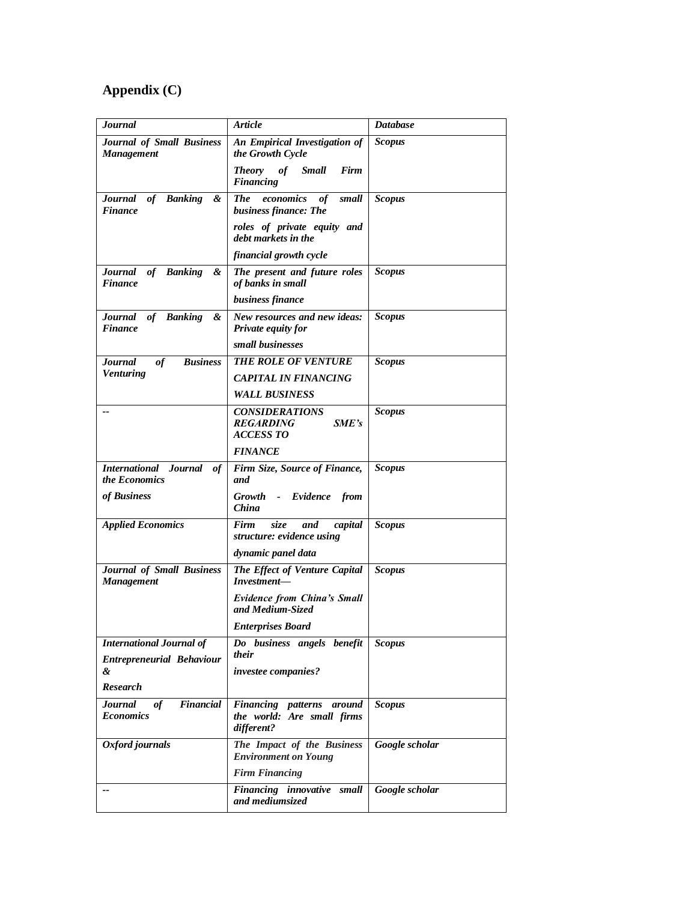# Appendix (C)

| *Journal* | *Article* | *Database* |
|---|---|---|
| ***Journal of Small Business Management*** | ***An Empirical Investigation of the Growth Cycle*** ***Theory of Small Firm Financing*** | ***Scopus*** |
| ***Journal of Banking & Finance*** | ***The economics of small business finance: The roles of private equity and debt markets in the financial growth cycle*** | ***Scopus*** |
| ***Journal of Banking & Finance*** | ***The present and future roles of banks in small business finance*** | ***Scopus*** |
| ***Journal of Banking & Finance*** | ***New resources and new ideas: Private equity for small businesses*** | ***Scopus*** |
| ***Journal of Business Venturing*** | ***THE ROLE OF VENTURE CAPITAL IN FINANCING WALL BUSINESS*** | ***Scopus*** |
| -- | ***CONSIDERATIONS REGARDING SME's ACCESS TO FINANCE*** | ***Scopus*** |
| ***International Journal of the Economics of Business*** | ***Firm Size, Source of Finance, and Growth - Evidence from China*** | ***Scopus*** |
| ***Applied Economics*** | ***Firm size and capital structure: evidence using dynamic panel data*** | ***Scopus*** |
| ***Journal of Small Business Management*** | ***The Effect of Venture Capital Investment— Evidence from China's Small and Medium-Sized Enterprises Board*** | ***Scopus*** |
| ***International Journal of Entrepreneurial Behaviour & Research*** | ***Do business angels benefit their investee companies?*** | ***Scopus*** |
| ***Journal of Financial Economics*** | ***Financing patterns around the world: Are small firms different?*** | ***Scopus*** |
| ***Oxford journals*** | ***The Impact of the Business Environment on Young Firm Financing*** | ***Google scholar*** |
| -- | ***Financing innovative small and mediumsized*** | ***Google scholar*** |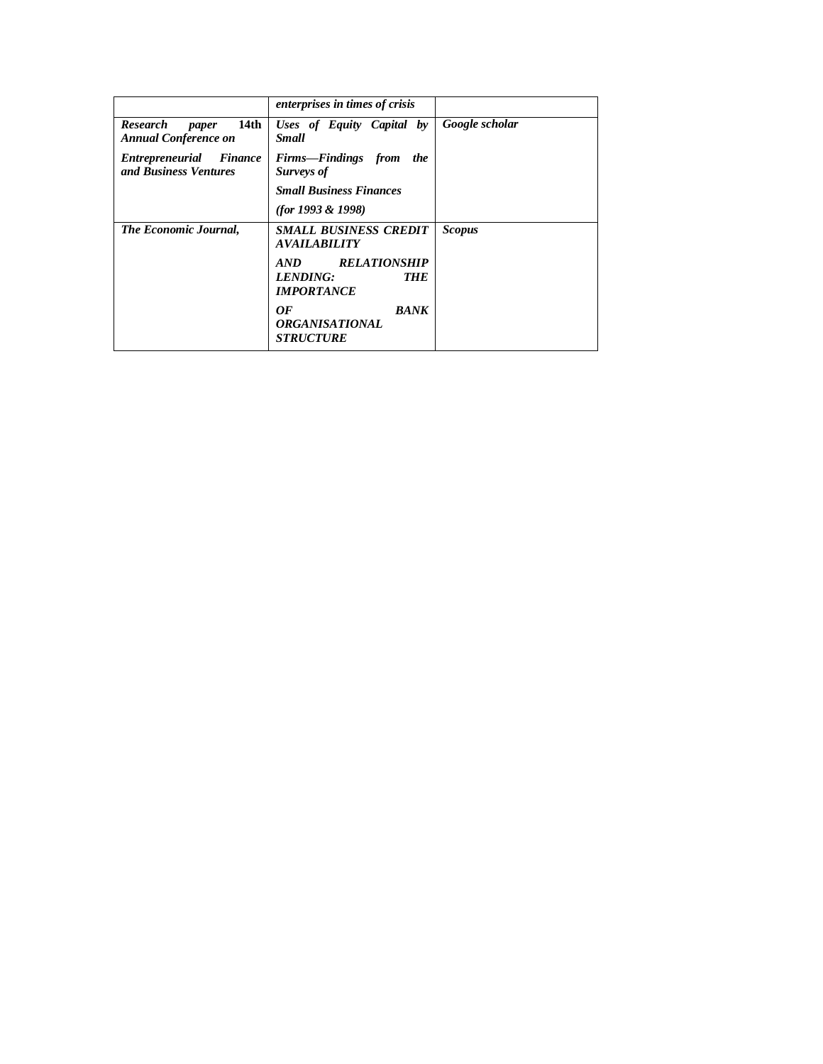| | | |
|---|---|---|
| | *enterprises in times of crisis* | |
| ***Research paper* 14th *Annual Conference on Entrepreneurial Finance and Business Ventures*** | ***Uses of Equity Capital by Small Firms—Findings from the Surveys of Small Business Finances (for 1993 & 1998)*** | ***Google scholar*** |
| ***The Economic Journal,*** | ***SMALL BUSINESS CREDIT AVAILABILITY AND RELATIONSHIP LENDING: THE IMPORTANCE OF BANK ORGANISATIONAL STRUCTURE*** | ***Scopus*** |